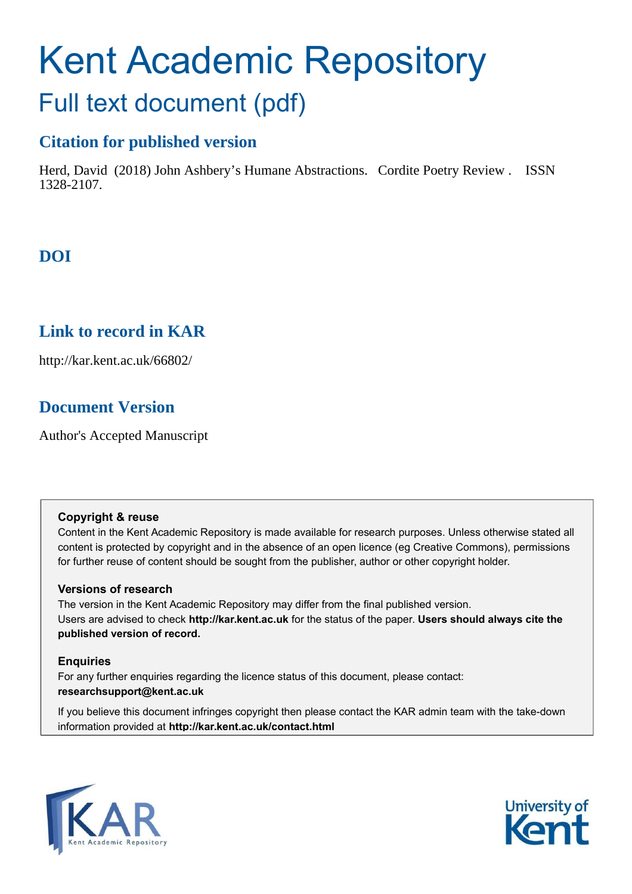# Kent Academic Repository

## Full text document (pdf)

### Citation for published version

Herd, David (2018) John Ashbery's Humane Abstractions. Cordite Poetry Review . ISSN 1328-2107.

### DOI

### Link to record in KAR

http://kar.kent.ac.uk/66802/

### Document Version

Author's Accepted Manuscript

**Copyright & reuse**

Content in the Kent Academic Repository is made available for research purposes. Unless otherwise stated all content is protected by copyright and in the absence of an open licence (eg Creative Commons), permissions for further reuse of content should be sought from the publisher, author or other copyright holder.

**Versions of research**

The version in the Kent Academic Repository may differ from the final published version.
Users are advised to check **http://kar.kent.ac.uk** for the status of the paper. **Users should always cite the published version of record.**

**Enquiries**

For any further enquiries regarding the licence status of this document, please contact:
**researchsupport@kent.ac.uk**

If you believe this document infringes copyright then please contact the KAR admin team with the take-down information provided at **http://kar.kent.ac.uk/contact.html**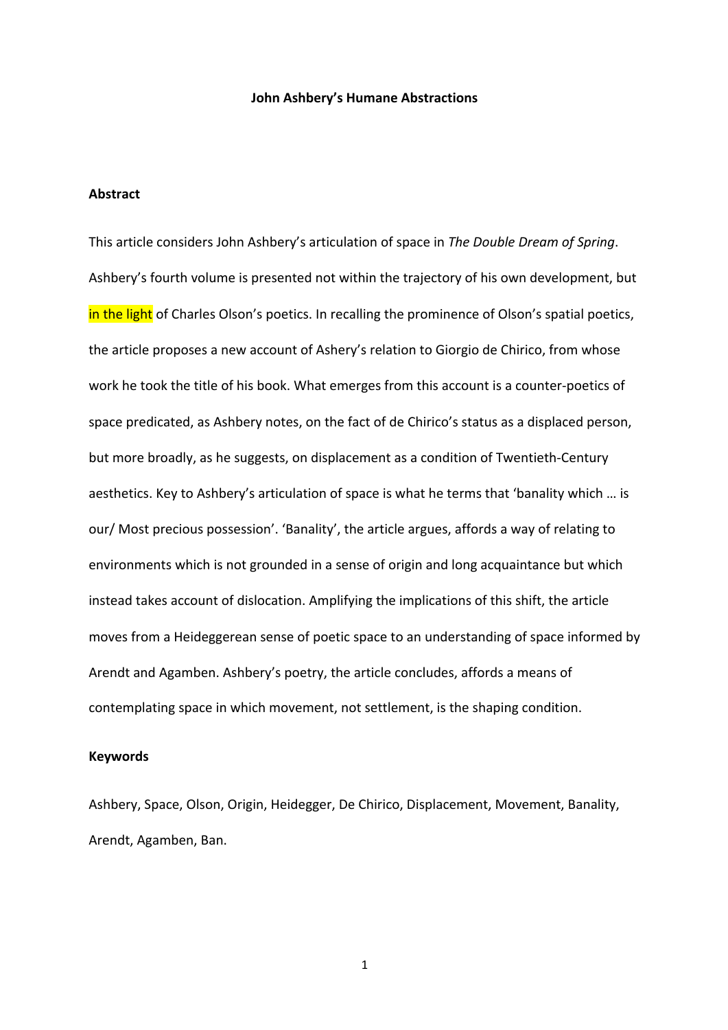**John Ashbery's Humane Abstractions**

**Abstract**

This article considers John Ashbery's articulation of space in *The Double Dream of Spring*. Ashbery's fourth volume is presented not within the trajectory of his own development, but in the light of Charles Olson's poetics. In recalling the prominence of Olson's spatial poetics, the article proposes a new account of Ashery's relation to Giorgio de Chirico, from whose work he took the title of his book. What emerges from this account is a counter-poetics of space predicated, as Ashbery notes, on the fact of de Chirico's status as a displaced person, but more broadly, as he suggests, on displacement as a condition of Twentieth-Century aesthetics. Key to Ashbery's articulation of space is what he terms that 'banality which … is our/ Most precious possession'. 'Banality', the article argues, affords a way of relating to environments which is not grounded in a sense of origin and long acquaintance but which instead takes account of dislocation. Amplifying the implications of this shift, the article moves from a Heideggerean sense of poetic space to an understanding of space informed by Arendt and Agamben. Ashbery's poetry, the article concludes, affords a means of contemplating space in which movement, not settlement, is the shaping condition.

**Keywords**

Ashbery, Space, Olson, Origin, Heidegger, De Chirico, Displacement, Movement, Banality, Arendt, Agamben, Ban.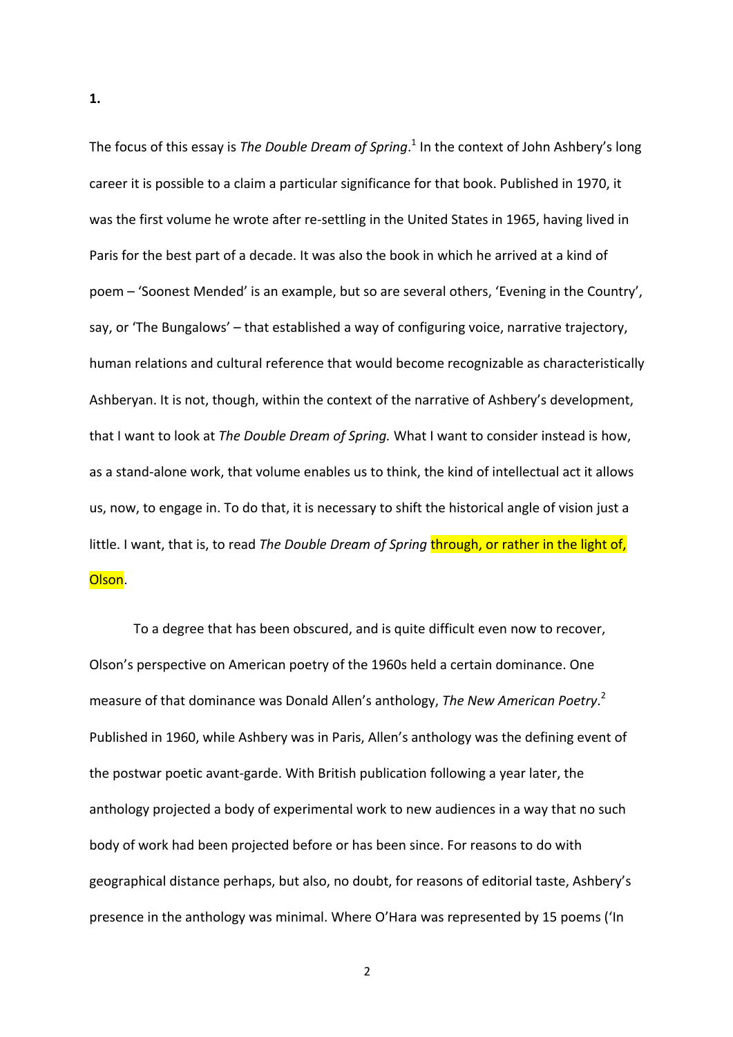**1.**

The focus of this essay is *The Double Dream of Spring*.[1] In the context of John Ashbery's long career it is possible to a claim a particular significance for that book. Published in 1970, it was the first volume he wrote after re-settling in the United States in 1965, having lived in Paris for the best part of a decade. It was also the book in which he arrived at a kind of poem – 'Soonest Mended' is an example, but so are several others, 'Evening in the Country', say, or 'The Bungalows' – that established a way of configuring voice, narrative trajectory, human relations and cultural reference that would become recognizable as characteristically Ashberyan. It is not, though, within the context of the narrative of Ashbery's development, that I want to look at *The Double Dream of Spring.* What I want to consider instead is how, as a stand-alone work, that volume enables us to think, the kind of intellectual act it allows us, now, to engage in. To do that, it is necessary to shift the historical angle of vision just a little. I want, that is, to read *The Double Dream of Spring* through, or rather in the light of, Olson.

To a degree that has been obscured, and is quite difficult even now to recover, Olson's perspective on American poetry of the 1960s held a certain dominance. One measure of that dominance was Donald Allen's anthology, *The New American Poetry*.[2] Published in 1960, while Ashbery was in Paris, Allen's anthology was the defining event of the postwar poetic avant-garde. With British publication following a year later, the anthology projected a body of experimental work to new audiences in a way that no such body of work had been projected before or has been since. For reasons to do with geographical distance perhaps, but also, no doubt, for reasons of editorial taste, Ashbery's presence in the anthology was minimal. Where O'Hara was represented by 15 poems ('In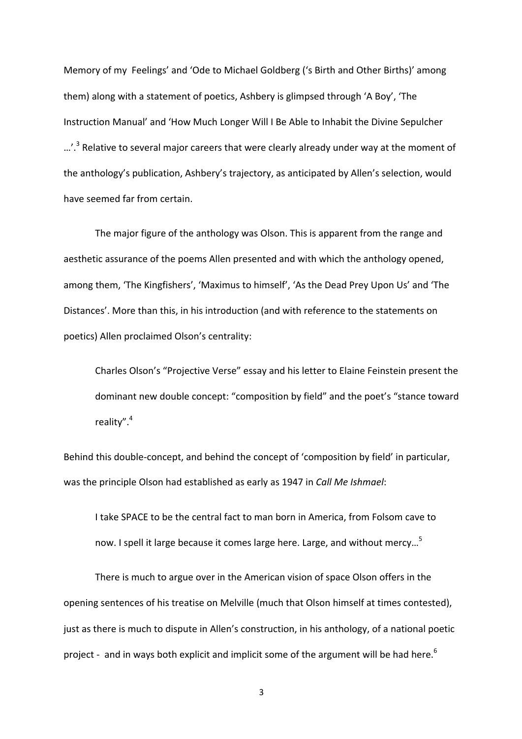Memory of my Feelings' and 'Ode to Michael Goldberg ('s Birth and Other Births)' among them) along with a statement of poetics, Ashbery is glimpsed through 'A Boy', 'The Instruction Manual' and 'How Much Longer Will I Be Able to Inhabit the Divine Sepulcher …'.[3] Relative to several major careers that were clearly already under way at the moment of the anthology's publication, Ashbery's trajectory, as anticipated by Allen's selection, would have seemed far from certain.

The major figure of the anthology was Olson. This is apparent from the range and aesthetic assurance of the poems Allen presented and with which the anthology opened, among them, 'The Kingfishers', 'Maximus to himself', 'As the Dead Prey Upon Us' and 'The Distances'. More than this, in his introduction (and with reference to the statements on poetics) Allen proclaimed Olson's centrality:

> Charles Olson's "Projective Verse" essay and his letter to Elaine Feinstein present the dominant new double concept: "composition by field" and the poet's "stance toward reality".[4]

Behind this double-concept, and behind the concept of 'composition by field' in particular, was the principle Olson had established as early as 1947 in *Call Me Ishmael*:

> I take SPACE to be the central fact to man born in America, from Folsom cave to now. I spell it large because it comes large here. Large, and without mercy…[5]

There is much to argue over in the American vision of space Olson offers in the opening sentences of his treatise on Melville (much that Olson himself at times contested), just as there is much to dispute in Allen's construction, in his anthology, of a national poetic project - and in ways both explicit and implicit some of the argument will be had here.[6]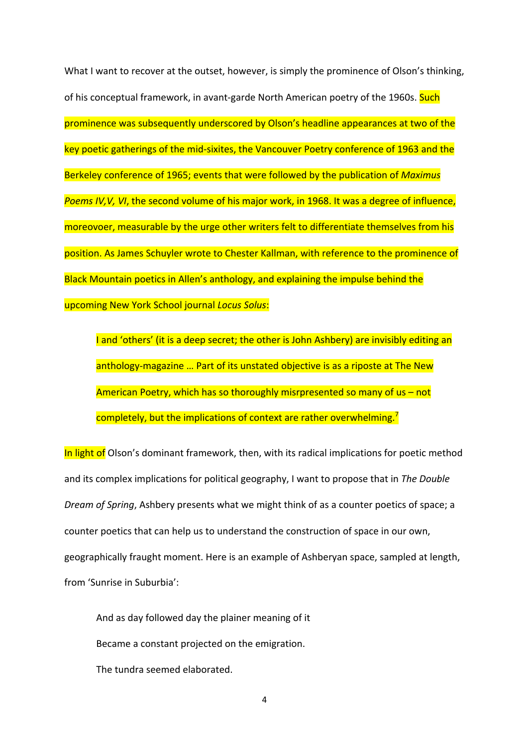What I want to recover at the outset, however, is simply the prominence of Olson's thinking, of his conceptual framework, in avant-garde North American poetry of the 1960s. Such prominence was subsequently underscored by Olson's headline appearances at two of the key poetic gatherings of the mid-sixites, the Vancouver Poetry conference of 1963 and the Berkeley conference of 1965; events that were followed by the publication of *Maximus Poems IV,V, VI*, the second volume of his major work, in 1968. It was a degree of influence, moreovoer, measurable by the urge other writers felt to differentiate themselves from his position. As James Schuyler wrote to Chester Kallman, with reference to the prominence of Black Mountain poetics in Allen's anthology, and explaining the impulse behind the upcoming New York School journal *Locus Solus*:

> I and 'others' (it is a deep secret; the other is John Ashbery) are invisibly editing an anthology-magazine … Part of its unstated objective is as a riposte at The New American Poetry, which has so thoroughly misrpresented so many of us – not completely, but the implications of context are rather overwhelming.[7]

In light of Olson's dominant framework, then, with its radical implications for poetic method and its complex implications for political geography, I want to propose that in *The Double Dream of Spring*, Ashbery presents what we might think of as a counter poetics of space; a counter poetics that can help us to understand the construction of space in our own, geographically fraught moment. Here is an example of Ashberyan space, sampled at length, from 'Sunrise in Suburbia':

> And as day followed day the plainer meaning of it
> Became a constant projected on the emigration.
> The tundra seemed elaborated.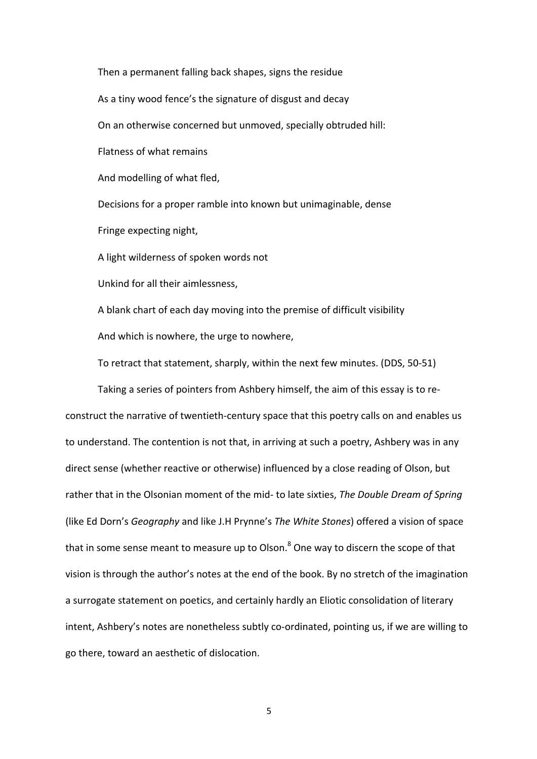Then a permanent falling back shapes, signs the residue

As a tiny wood fence's the signature of disgust and decay

On an otherwise concerned but unmoved, specially obtruded hill:

Flatness of what remains

And modelling of what fled,

Decisions for a proper ramble into known but unimaginable, dense

Fringe expecting night,

A light wilderness of spoken words not

Unkind for all their aimlessness,

A blank chart of each day moving into the premise of difficult visibility

And which is nowhere, the urge to nowhere,

To retract that statement, sharply, within the next few minutes. (DDS, 50-51)

Taking a series of pointers from Ashbery himself, the aim of this essay is to re-construct the narrative of twentieth-century space that this poetry calls on and enables us to understand. The contention is not that, in arriving at such a poetry, Ashbery was in any direct sense (whether reactive or otherwise) influenced by a close reading of Olson, but rather that in the Olsonian moment of the mid- to late sixties, *The Double Dream of Spring* (like Ed Dorn's *Geography* and like J.H Prynne's *The White Stones*) offered a vision of space that in some sense meant to measure up to Olson.[8] One way to discern the scope of that vision is through the author's notes at the end of the book. By no stretch of the imagination a surrogate statement on poetics, and certainly hardly an Eliotic consolidation of literary intent, Ashbery's notes are nonetheless subtly co-ordinated, pointing us, if we are willing to go there, toward an aesthetic of dislocation.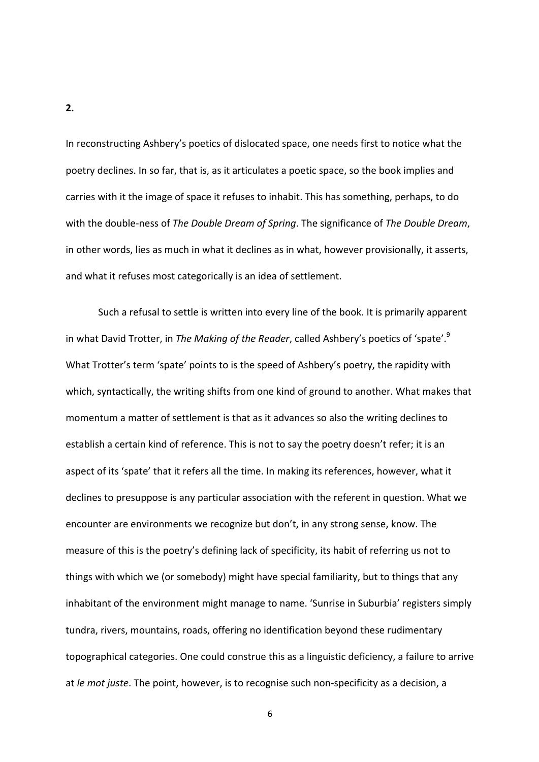**2.**

In reconstructing Ashbery's poetics of dislocated space, one needs first to notice what the poetry declines. In so far, that is, as it articulates a poetic space, so the book implies and carries with it the image of space it refuses to inhabit. This has something, perhaps, to do with the double-ness of *The Double Dream of Spring*. The significance of *The Double Dream*, in other words, lies as much in what it declines as in what, however provisionally, it asserts, and what it refuses most categorically is an idea of settlement.

Such a refusal to settle is written into every line of the book. It is primarily apparent in what David Trotter, in *The Making of the Reader*, called Ashbery's poetics of 'spate'.[9] What Trotter's term 'spate' points to is the speed of Ashbery's poetry, the rapidity with which, syntactically, the writing shifts from one kind of ground to another. What makes that momentum a matter of settlement is that as it advances so also the writing declines to establish a certain kind of reference. This is not to say the poetry doesn't refer; it is an aspect of its 'spate' that it refers all the time. In making its references, however, what it declines to presuppose is any particular association with the referent in question. What we encounter are environments we recognize but don't, in any strong sense, know. The measure of this is the poetry's defining lack of specificity, its habit of referring us not to things with which we (or somebody) might have special familiarity, but to things that any inhabitant of the environment might manage to name. 'Sunrise in Suburbia' registers simply tundra, rivers, mountains, roads, offering no identification beyond these rudimentary topographical categories. One could construe this as a linguistic deficiency, a failure to arrive at *le mot juste*. The point, however, is to recognise such non-specificity as a decision, a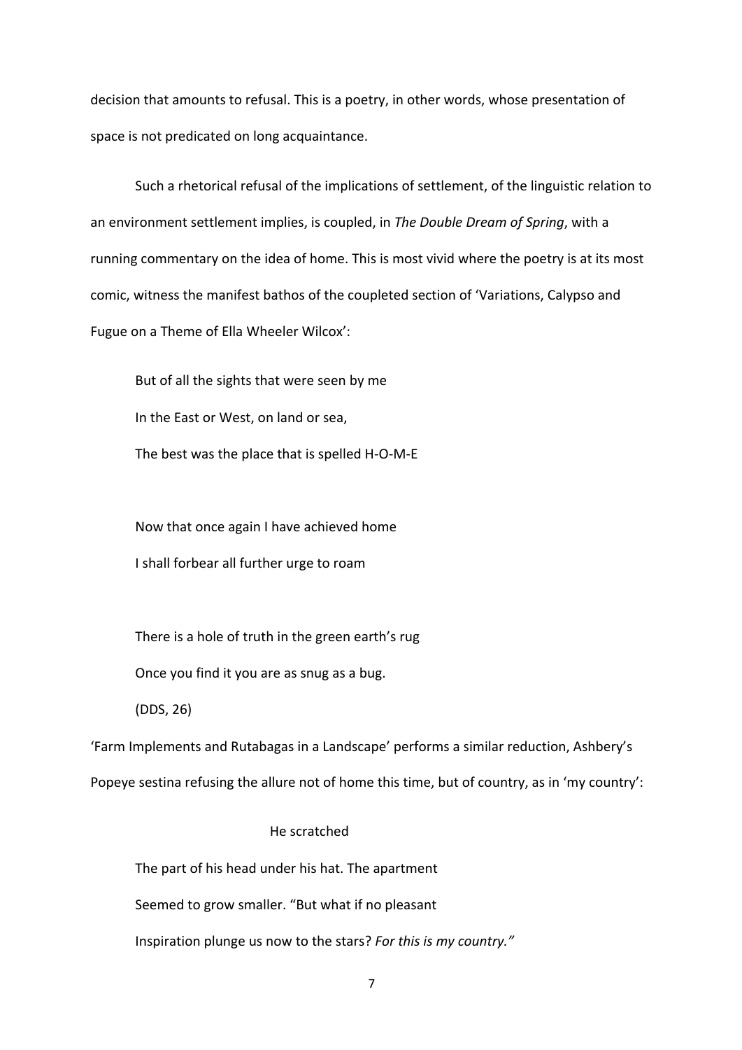decision that amounts to refusal. This is a poetry, in other words, whose presentation of space is not predicated on long acquaintance.

Such a rhetorical refusal of the implications of settlement, of the linguistic relation to an environment settlement implies, is coupled, in *The Double Dream of Spring*, with a running commentary on the idea of home. This is most vivid where the poetry is at its most comic, witness the manifest bathos of the coupleted section of 'Variations, Calypso and Fugue on a Theme of Ella Wheeler Wilcox':

> But of all the sights that were seen by me
> In the East or West, on land or sea,
> The best was the place that is spelled H-O-M-E
>
> Now that once again I have achieved home
> I shall forbear all further urge to roam
>
> There is a hole of truth in the green earth's rug
> Once you find it you are as snug as a bug.
> (DDS, 26)

'Farm Implements and Rutabagas in a Landscape' performs a similar reduction, Ashbery's Popeye sestina refusing the allure not of home this time, but of country, as in 'my country':

> He scratched
> The part of his head under his hat. The apartment
> Seemed to grow smaller. "But what if no pleasant
> Inspiration plunge us now to the stars? *For this is my country."*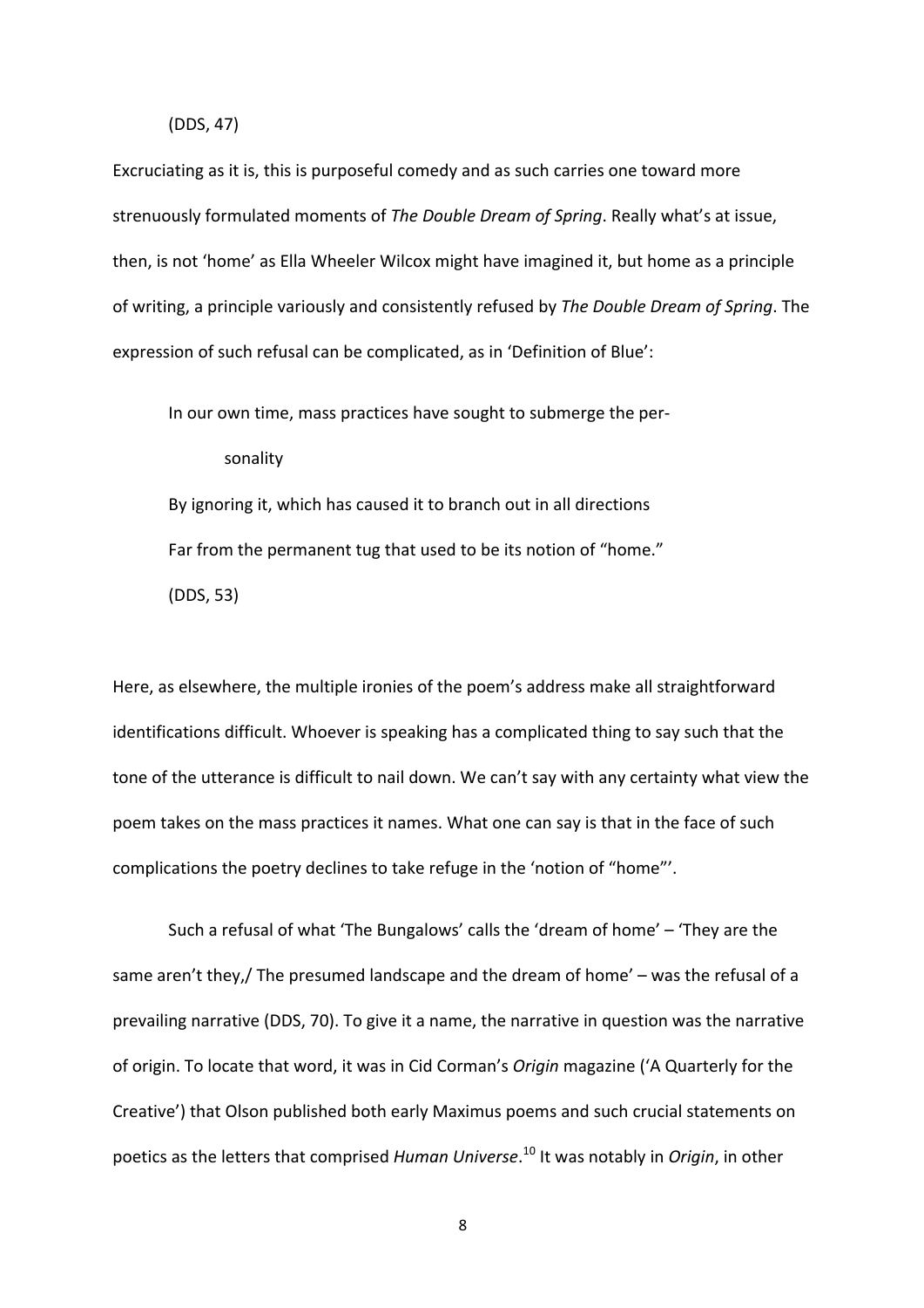(DDS, 47)

Excruciating as it is, this is purposeful comedy and as such carries one toward more strenuously formulated moments of *The Double Dream of Spring*. Really what's at issue, then, is not 'home' as Ella Wheeler Wilcox might have imagined it, but home as a principle of writing, a principle variously and consistently refused by *The Double Dream of Spring*. The expression of such refusal can be complicated, as in 'Definition of Blue':

> In our own time, mass practices have sought to submerge the per-
>
> sonality
>
> By ignoring it, which has caused it to branch out in all directions
>
> Far from the permanent tug that used to be its notion of "home."
>
> (DDS, 53)

Here, as elsewhere, the multiple ironies of the poem's address make all straightforward identifications difficult. Whoever is speaking has a complicated thing to say such that the tone of the utterance is difficult to nail down. We can't say with any certainty what view the poem takes on the mass practices it names. What one can say is that in the face of such complications the poetry declines to take refuge in the 'notion of "home"'.

Such a refusal of what 'The Bungalows' calls the 'dream of home' – 'They are the same aren't they,/ The presumed landscape and the dream of home' – was the refusal of a prevailing narrative (DDS, 70). To give it a name, the narrative in question was the narrative of origin. To locate that word, it was in Cid Corman's *Origin* magazine ('A Quarterly for the Creative') that Olson published both early Maximus poems and such crucial statements on poetics as the letters that comprised *Human Universe*.[10] It was notably in *Origin*, in other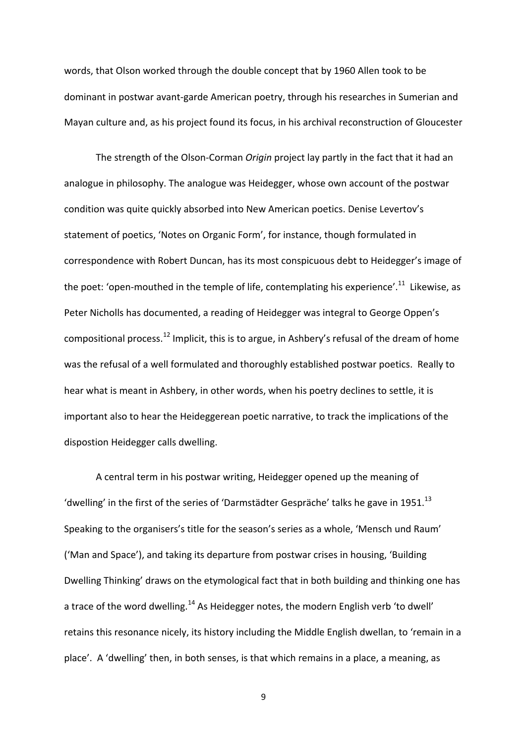words, that Olson worked through the double concept that by 1960 Allen took to be dominant in postwar avant-garde American poetry, through his researches in Sumerian and Mayan culture and, as his project found its focus, in his archival reconstruction of Gloucester

The strength of the Olson-Corman *Origin* project lay partly in the fact that it had an analogue in philosophy. The analogue was Heidegger, whose own account of the postwar condition was quite quickly absorbed into New American poetics. Denise Levertov's statement of poetics, 'Notes on Organic Form', for instance, though formulated in correspondence with Robert Duncan, has its most conspicuous debt to Heidegger's image of the poet: 'open-mouthed in the temple of life, contemplating his experience'.[11] Likewise, as Peter Nicholls has documented, a reading of Heidegger was integral to George Oppen's compositional process.[12] Implicit, this is to argue, in Ashbery's refusal of the dream of home was the refusal of a well formulated and thoroughly established postwar poetics. Really to hear what is meant in Ashbery, in other words, when his poetry declines to settle, it is important also to hear the Heideggerean poetic narrative, to track the implications of the dispostion Heidegger calls dwelling.

A central term in his postwar writing, Heidegger opened up the meaning of 'dwelling' in the first of the series of 'Darmstädter Gespräche' talks he gave in 1951.[13] Speaking to the organisers's title for the season's series as a whole, 'Mensch und Raum' ('Man and Space'), and taking its departure from postwar crises in housing, 'Building Dwelling Thinking' draws on the etymological fact that in both building and thinking one has a trace of the word dwelling.[14] As Heidegger notes, the modern English verb 'to dwell' retains this resonance nicely, its history including the Middle English dwellan, to 'remain in a place'. A 'dwelling' then, in both senses, is that which remains in a place, a meaning, as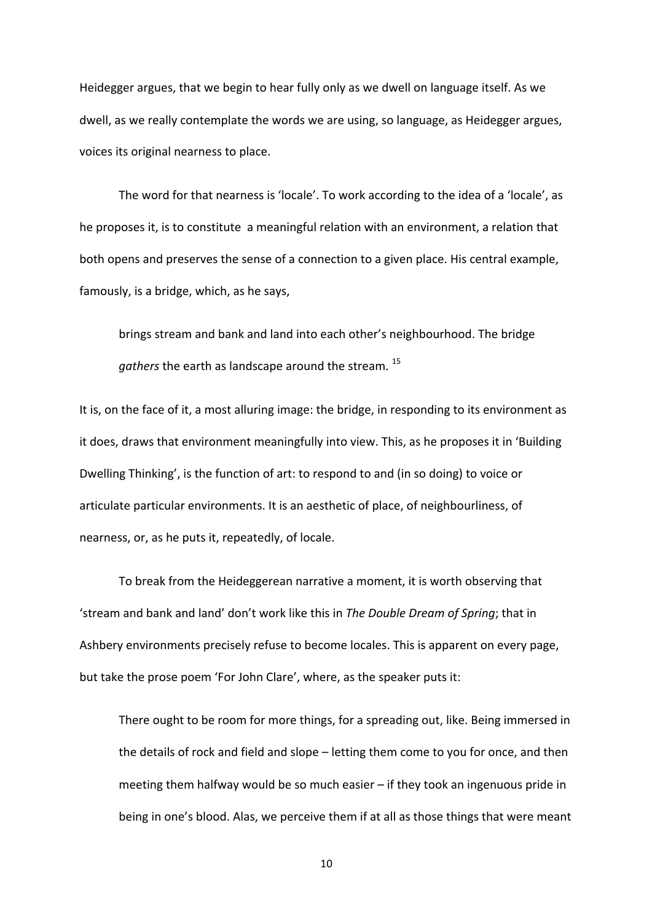Heidegger argues, that we begin to hear fully only as we dwell on language itself. As we dwell, as we really contemplate the words we are using, so language, as Heidegger argues, voices its original nearness to place.

The word for that nearness is 'locale'. To work according to the idea of a 'locale', as he proposes it, is to constitute a meaningful relation with an environment, a relation that both opens and preserves the sense of a connection to a given place. His central example, famously, is a bridge, which, as he says,

> brings stream and bank and land into each other's neighbourhood. The bridge *gathers* the earth as landscape around the stream. [15]

It is, on the face of it, a most alluring image: the bridge, in responding to its environment as it does, draws that environment meaningfully into view. This, as he proposes it in 'Building Dwelling Thinking', is the function of art: to respond to and (in so doing) to voice or articulate particular environments. It is an aesthetic of place, of neighbourliness, of nearness, or, as he puts it, repeatedly, of locale.

To break from the Heideggerean narrative a moment, it is worth observing that 'stream and bank and land' don't work like this in *The Double Dream of Spring*; that in Ashbery environments precisely refuse to become locales. This is apparent on every page, but take the prose poem 'For John Clare', where, as the speaker puts it:

> There ought to be room for more things, for a spreading out, like. Being immersed in the details of rock and field and slope – letting them come to you for once, and then meeting them halfway would be so much easier – if they took an ingenuous pride in being in one's blood. Alas, we perceive them if at all as those things that were meant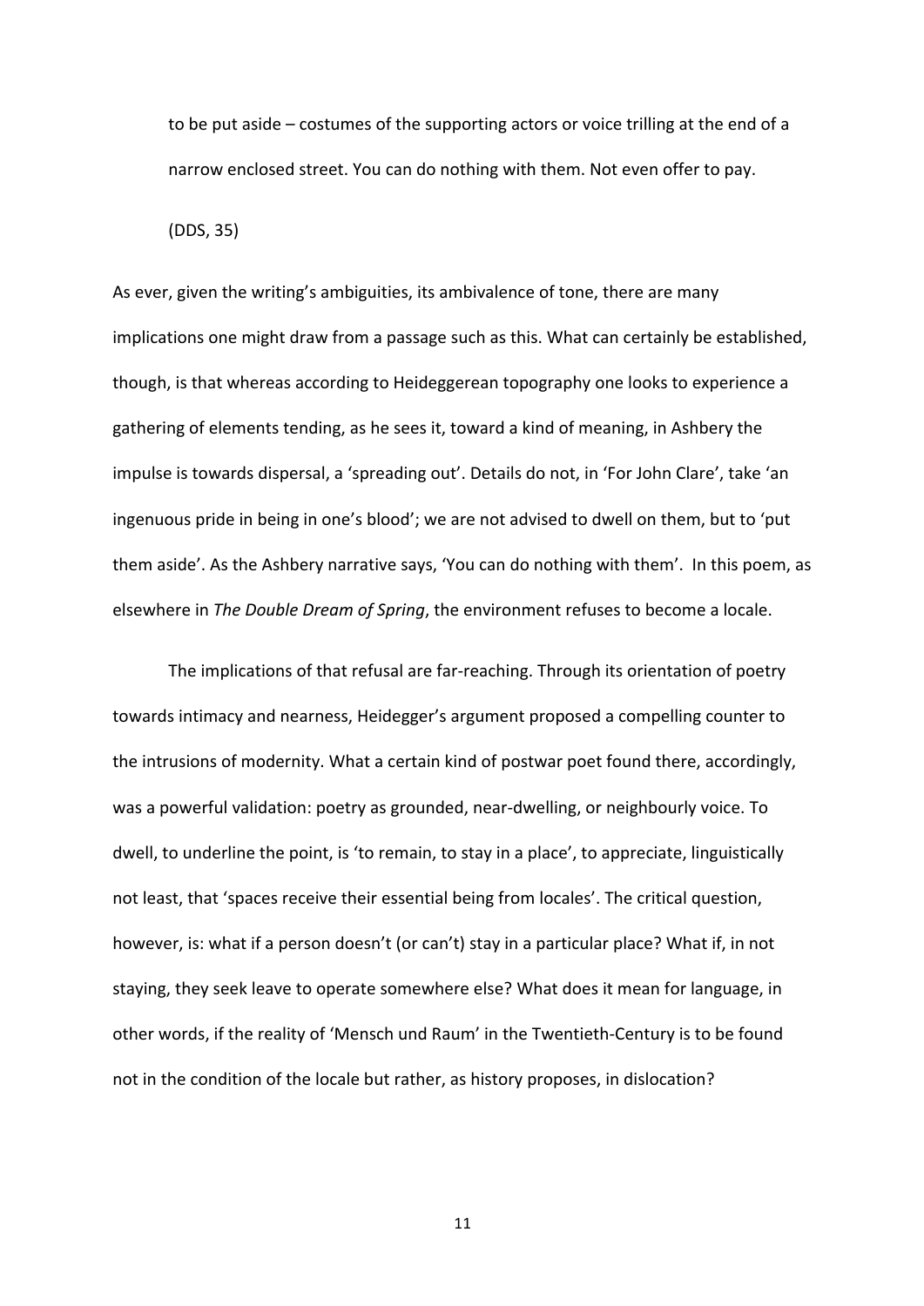> to be put aside – costumes of the supporting actors or voice trilling at the end of a narrow enclosed street. You can do nothing with them. Not even offer to pay.
>
> (DDS, 35)

As ever, given the writing's ambiguities, its ambivalence of tone, there are many implications one might draw from a passage such as this. What can certainly be established, though, is that whereas according to Heideggerean topography one looks to experience a gathering of elements tending, as he sees it, toward a kind of meaning, in Ashbery the impulse is towards dispersal, a 'spreading out'. Details do not, in 'For John Clare', take 'an ingenuous pride in being in one's blood'; we are not advised to dwell on them, but to 'put them aside'. As the Ashbery narrative says, 'You can do nothing with them'. In this poem, as elsewhere in *The Double Dream of Spring*, the environment refuses to become a locale.

The implications of that refusal are far-reaching. Through its orientation of poetry towards intimacy and nearness, Heidegger's argument proposed a compelling counter to the intrusions of modernity. What a certain kind of postwar poet found there, accordingly, was a powerful validation: poetry as grounded, near-dwelling, or neighbourly voice. To dwell, to underline the point, is 'to remain, to stay in a place', to appreciate, linguistically not least, that 'spaces receive their essential being from locales'. The critical question, however, is: what if a person doesn't (or can't) stay in a particular place? What if, in not staying, they seek leave to operate somewhere else? What does it mean for language, in other words, if the reality of 'Mensch und Raum' in the Twentieth-Century is to be found not in the condition of the locale but rather, as history proposes, in dislocation?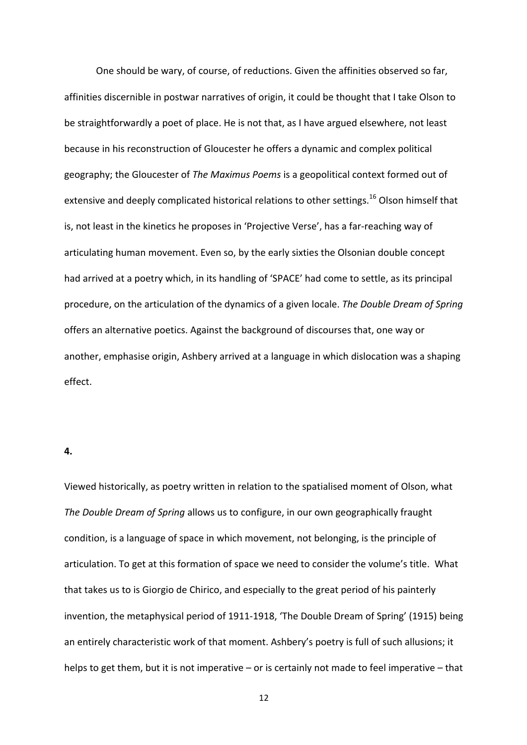One should be wary, of course, of reductions. Given the affinities observed so far, affinities discernible in postwar narratives of origin, it could be thought that I take Olson to be straightforwardly a poet of place. He is not that, as I have argued elsewhere, not least because in his reconstruction of Gloucester he offers a dynamic and complex political geography; the Gloucester of *The Maximus Poems* is a geopolitical context formed out of extensive and deeply complicated historical relations to other settings.[16] Olson himself that is, not least in the kinetics he proposes in 'Projective Verse', has a far-reaching way of articulating human movement. Even so, by the early sixties the Olsonian double concept had arrived at a poetry which, in its handling of 'SPACE' had come to settle, as its principal procedure, on the articulation of the dynamics of a given locale. *The Double Dream of Spring* offers an alternative poetics. Against the background of discourses that, one way or another, emphasise origin, Ashbery arrived at a language in which dislocation was a shaping effect.

**4.**

Viewed historically, as poetry written in relation to the spatialised moment of Olson, what *The Double Dream of Spring* allows us to configure, in our own geographically fraught condition, is a language of space in which movement, not belonging, is the principle of articulation. To get at this formation of space we need to consider the volume's title. What that takes us to is Giorgio de Chirico, and especially to the great period of his painterly invention, the metaphysical period of 1911-1918, 'The Double Dream of Spring' (1915) being an entirely characteristic work of that moment. Ashbery's poetry is full of such allusions; it helps to get them, but it is not imperative – or is certainly not made to feel imperative – that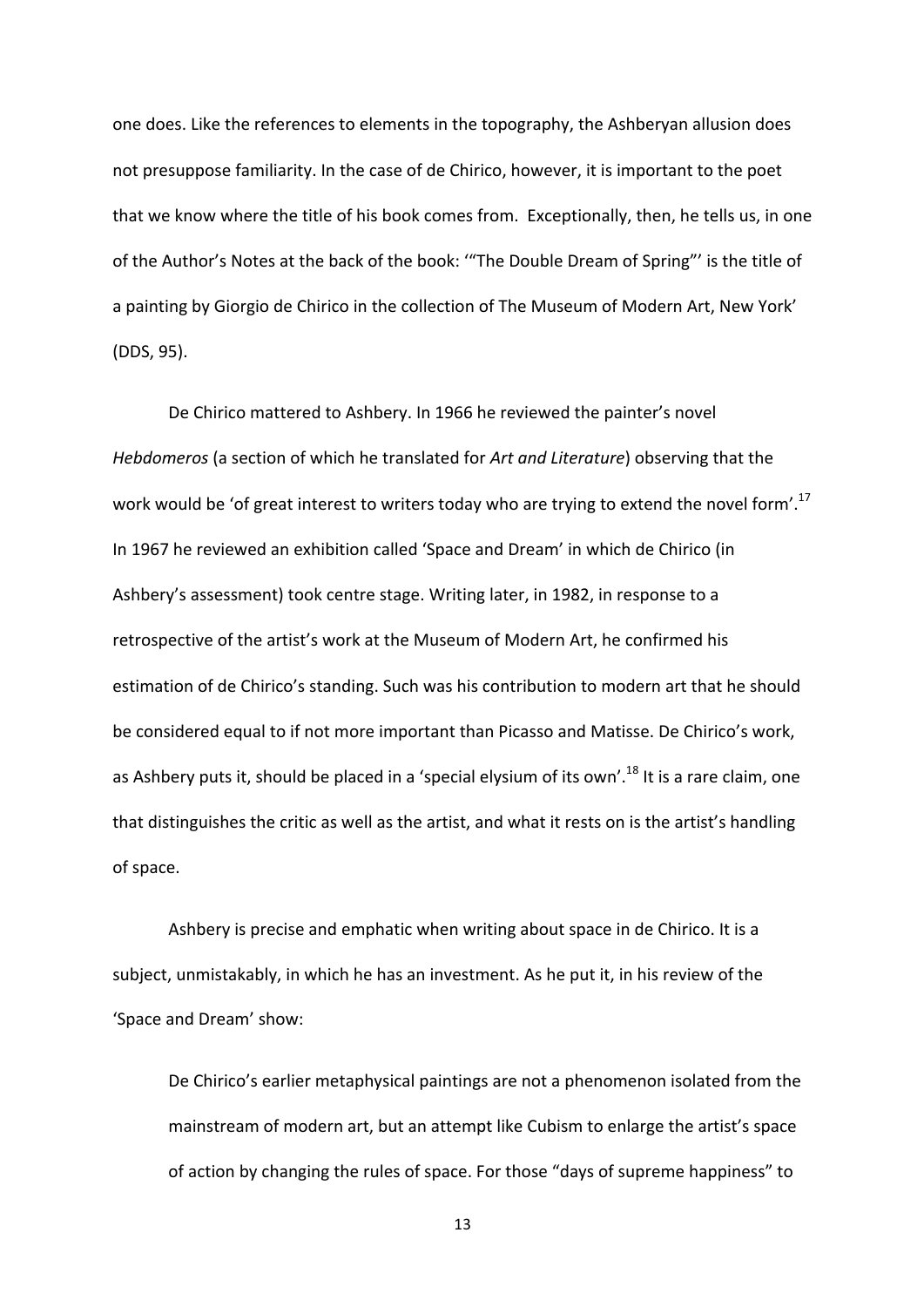one does. Like the references to elements in the topography, the Ashberyan allusion does not presuppose familiarity. In the case of de Chirico, however, it is important to the poet that we know where the title of his book comes from. Exceptionally, then, he tells us, in one of the Author's Notes at the back of the book: '"The Double Dream of Spring"' is the title of a painting by Giorgio de Chirico in the collection of The Museum of Modern Art, New York' (DDS, 95).

De Chirico mattered to Ashbery. In 1966 he reviewed the painter's novel *Hebdomeros* (a section of which he translated for *Art and Literature*) observing that the work would be 'of great interest to writers today who are trying to extend the novel form'.[17] In 1967 he reviewed an exhibition called 'Space and Dream' in which de Chirico (in Ashbery's assessment) took centre stage. Writing later, in 1982, in response to a retrospective of the artist's work at the Museum of Modern Art, he confirmed his estimation of de Chirico's standing. Such was his contribution to modern art that he should be considered equal to if not more important than Picasso and Matisse. De Chirico's work, as Ashbery puts it, should be placed in a 'special elysium of its own'.[18] It is a rare claim, one that distinguishes the critic as well as the artist, and what it rests on is the artist's handling of space.

Ashbery is precise and emphatic when writing about space in de Chirico. It is a subject, unmistakably, in which he has an investment. As he put it, in his review of the 'Space and Dream' show:

> De Chirico's earlier metaphysical paintings are not a phenomenon isolated from the mainstream of modern art, but an attempt like Cubism to enlarge the artist's space of action by changing the rules of space. For those "days of supreme happiness" to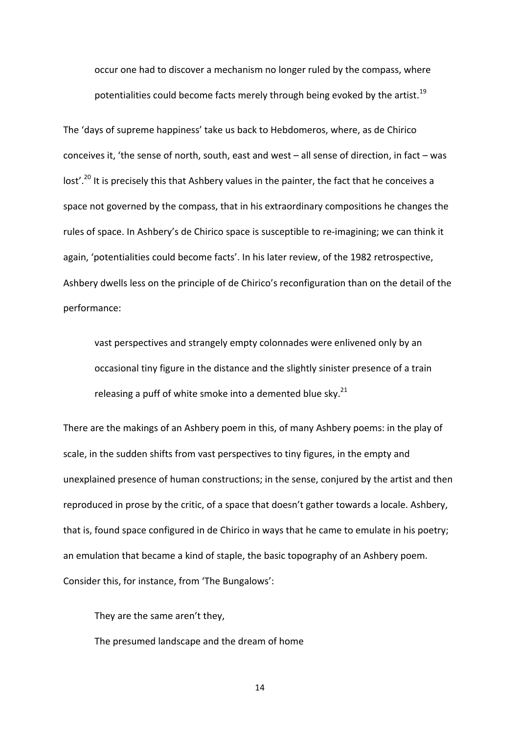> occur one had to discover a mechanism no longer ruled by the compass, where potentialities could become facts merely through being evoked by the artist.[19]

The 'days of supreme happiness' take us back to Hebdomeros, where, as de Chirico conceives it, 'the sense of north, south, east and west – all sense of direction, in fact – was lost'.[20] It is precisely this that Ashbery values in the painter, the fact that he conceives a space not governed by the compass, that in his extraordinary compositions he changes the rules of space. In Ashbery's de Chirico space is susceptible to re-imagining; we can think it again, 'potentialities could become facts'. In his later review, of the 1982 retrospective, Ashbery dwells less on the principle of de Chirico's reconfiguration than on the detail of the performance:

> vast perspectives and strangely empty colonnades were enlivened only by an occasional tiny figure in the distance and the slightly sinister presence of a train releasing a puff of white smoke into a demented blue sky.[21]

There are the makings of an Ashbery poem in this, of many Ashbery poems: in the play of scale, in the sudden shifts from vast perspectives to tiny figures, in the empty and unexplained presence of human constructions; in the sense, conjured by the artist and then reproduced in prose by the critic, of a space that doesn't gather towards a locale. Ashbery, that is, found space configured in de Chirico in ways that he came to emulate in his poetry; an emulation that became a kind of staple, the basic topography of an Ashbery poem. Consider this, for instance, from 'The Bungalows':

> They are the same aren't they,
> The presumed landscape and the dream of home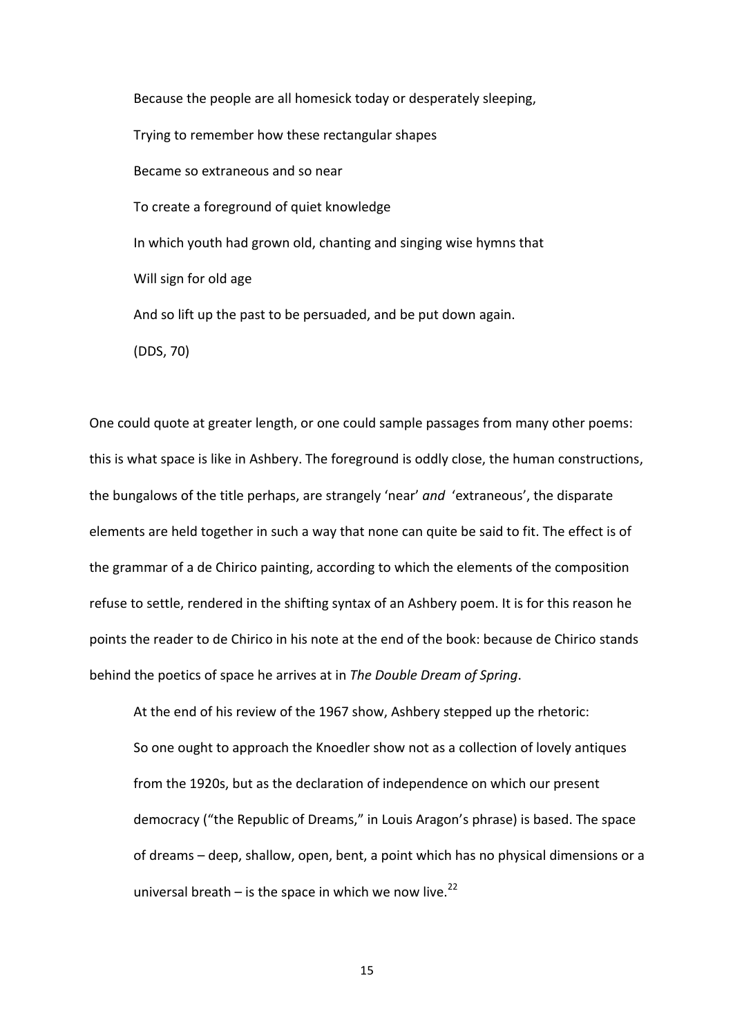> Because the people are all homesick today or desperately sleeping,
>
> Trying to remember how these rectangular shapes
>
> Became so extraneous and so near
>
> To create a foreground of quiet knowledge
>
> In which youth had grown old, chanting and singing wise hymns that
>
> Will sign for old age
>
> And so lift up the past to be persuaded, and be put down again.
>
> (DDS, 70)

One could quote at greater length, or one could sample passages from many other poems: this is what space is like in Ashbery. The foreground is oddly close, the human constructions, the bungalows of the title perhaps, are strangely 'near' *and* 'extraneous', the disparate elements are held together in such a way that none can quite be said to fit. The effect is of the grammar of a de Chirico painting, according to which the elements of the composition refuse to settle, rendered in the shifting syntax of an Ashbery poem. It is for this reason he points the reader to de Chirico in his note at the end of the book: because de Chirico stands behind the poetics of space he arrives at in *The Double Dream of Spring*.

At the end of his review of the 1967 show, Ashbery stepped up the rhetoric:

> So one ought to approach the Knoedler show not as a collection of lovely antiques from the 1920s, but as the declaration of independence on which our present democracy ("the Republic of Dreams," in Louis Aragon's phrase) is based. The space of dreams – deep, shallow, open, bent, a point which has no physical dimensions or a universal breath – is the space in which we now live.[22]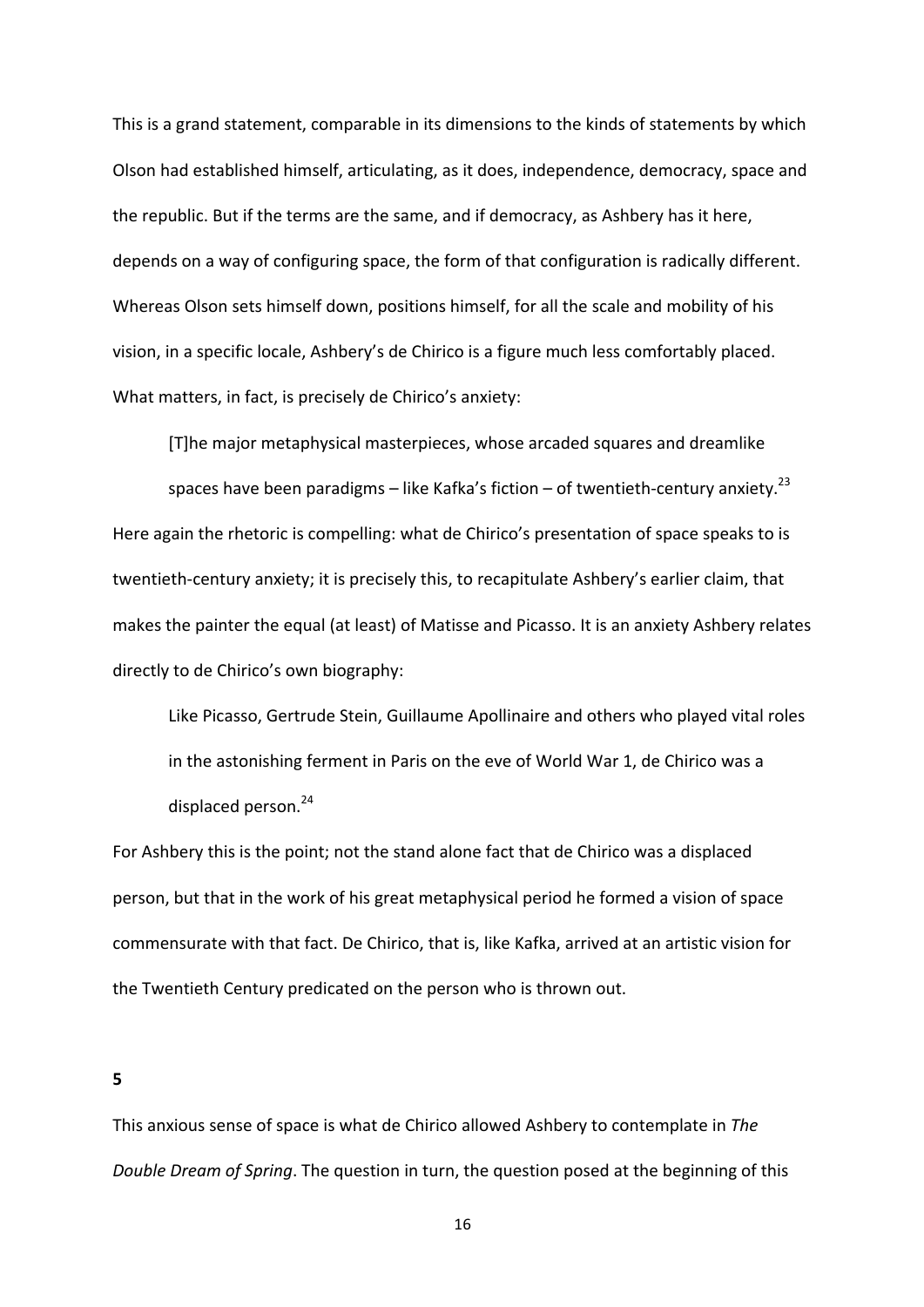This is a grand statement, comparable in its dimensions to the kinds of statements by which Olson had established himself, articulating, as it does, independence, democracy, space and the republic. But if the terms are the same, and if democracy, as Ashbery has it here, depends on a way of configuring space, the form of that configuration is radically different. Whereas Olson sets himself down, positions himself, for all the scale and mobility of his vision, in a specific locale, Ashbery's de Chirico is a figure much less comfortably placed. What matters, in fact, is precisely de Chirico's anxiety:

> [T]he major metaphysical masterpieces, whose arcaded squares and dreamlike spaces have been paradigms – like Kafka's fiction – of twentieth-century anxiety.[23]

Here again the rhetoric is compelling: what de Chirico's presentation of space speaks to is twentieth-century anxiety; it is precisely this, to recapitulate Ashbery's earlier claim, that makes the painter the equal (at least) of Matisse and Picasso. It is an anxiety Ashbery relates directly to de Chirico's own biography:

> Like Picasso, Gertrude Stein, Guillaume Apollinaire and others who played vital roles in the astonishing ferment in Paris on the eve of World War 1, de Chirico was a displaced person.[24]

For Ashbery this is the point; not the stand alone fact that de Chirico was a displaced person, but that in the work of his great metaphysical period he formed a vision of space commensurate with that fact. De Chirico, that is, like Kafka, arrived at an artistic vision for the Twentieth Century predicated on the person who is thrown out.

**5**

This anxious sense of space is what de Chirico allowed Ashbery to contemplate in *The Double Dream of Spring*. The question in turn, the question posed at the beginning of this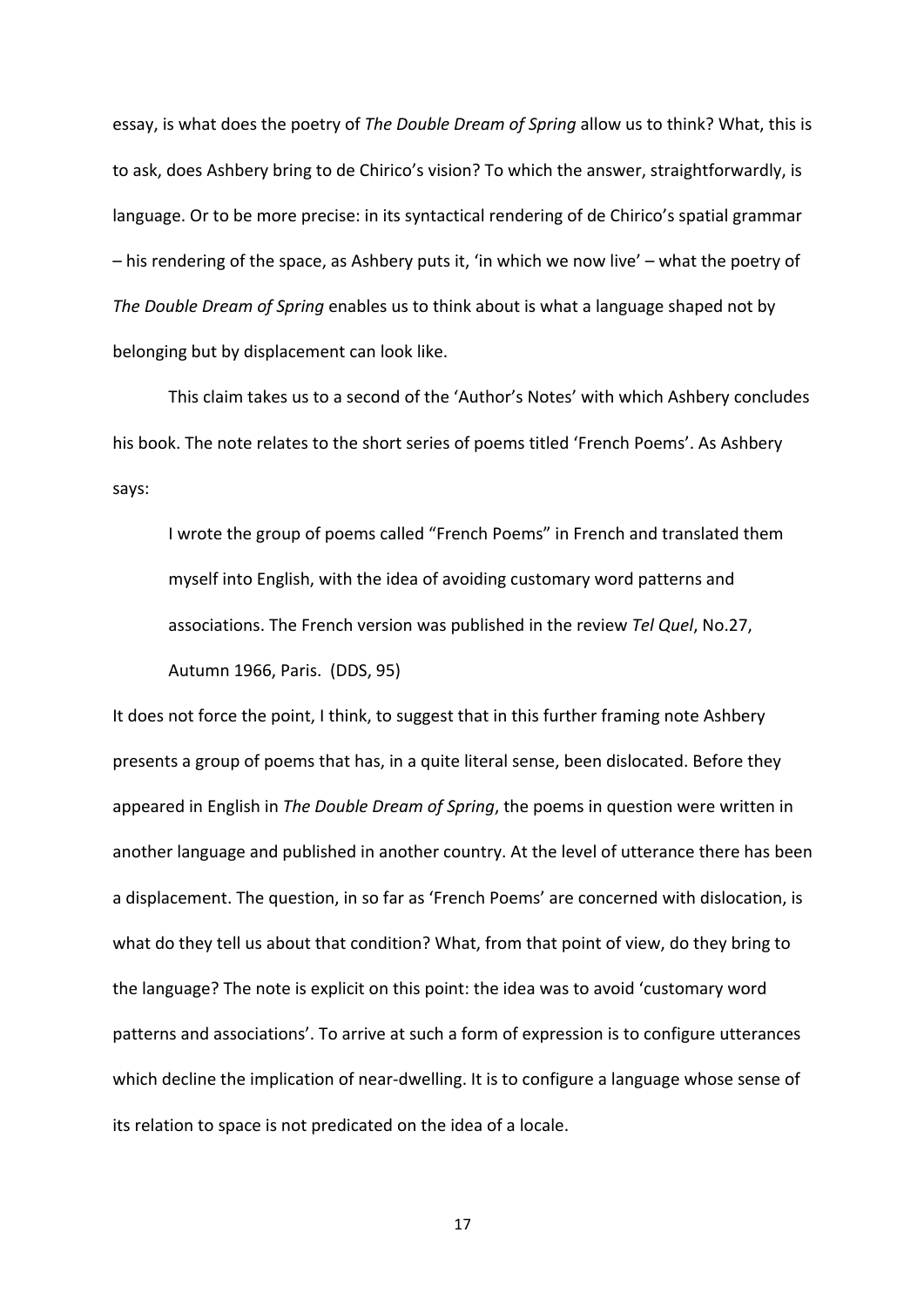essay, is what does the poetry of *The Double Dream of Spring* allow us to think? What, this is to ask, does Ashbery bring to de Chirico's vision? To which the answer, straightforwardly, is language. Or to be more precise: in its syntactical rendering of de Chirico's spatial grammar – his rendering of the space, as Ashbery puts it, 'in which we now live' – what the poetry of *The Double Dream of Spring* enables us to think about is what a language shaped not by belonging but by displacement can look like.

This claim takes us to a second of the 'Author's Notes' with which Ashbery concludes his book. The note relates to the short series of poems titled 'French Poems'. As Ashbery says:

> I wrote the group of poems called "French Poems" in French and translated them myself into English, with the idea of avoiding customary word patterns and associations. The French version was published in the review *Tel Quel*, No.27, Autumn 1966, Paris. (DDS, 95)

It does not force the point, I think, to suggest that in this further framing note Ashbery presents a group of poems that has, in a quite literal sense, been dislocated. Before they appeared in English in *The Double Dream of Spring*, the poems in question were written in another language and published in another country. At the level of utterance there has been a displacement. The question, in so far as 'French Poems' are concerned with dislocation, is what do they tell us about that condition? What, from that point of view, do they bring to the language? The note is explicit on this point: the idea was to avoid 'customary word patterns and associations'. To arrive at such a form of expression is to configure utterances which decline the implication of near-dwelling. It is to configure a language whose sense of its relation to space is not predicated on the idea of a locale.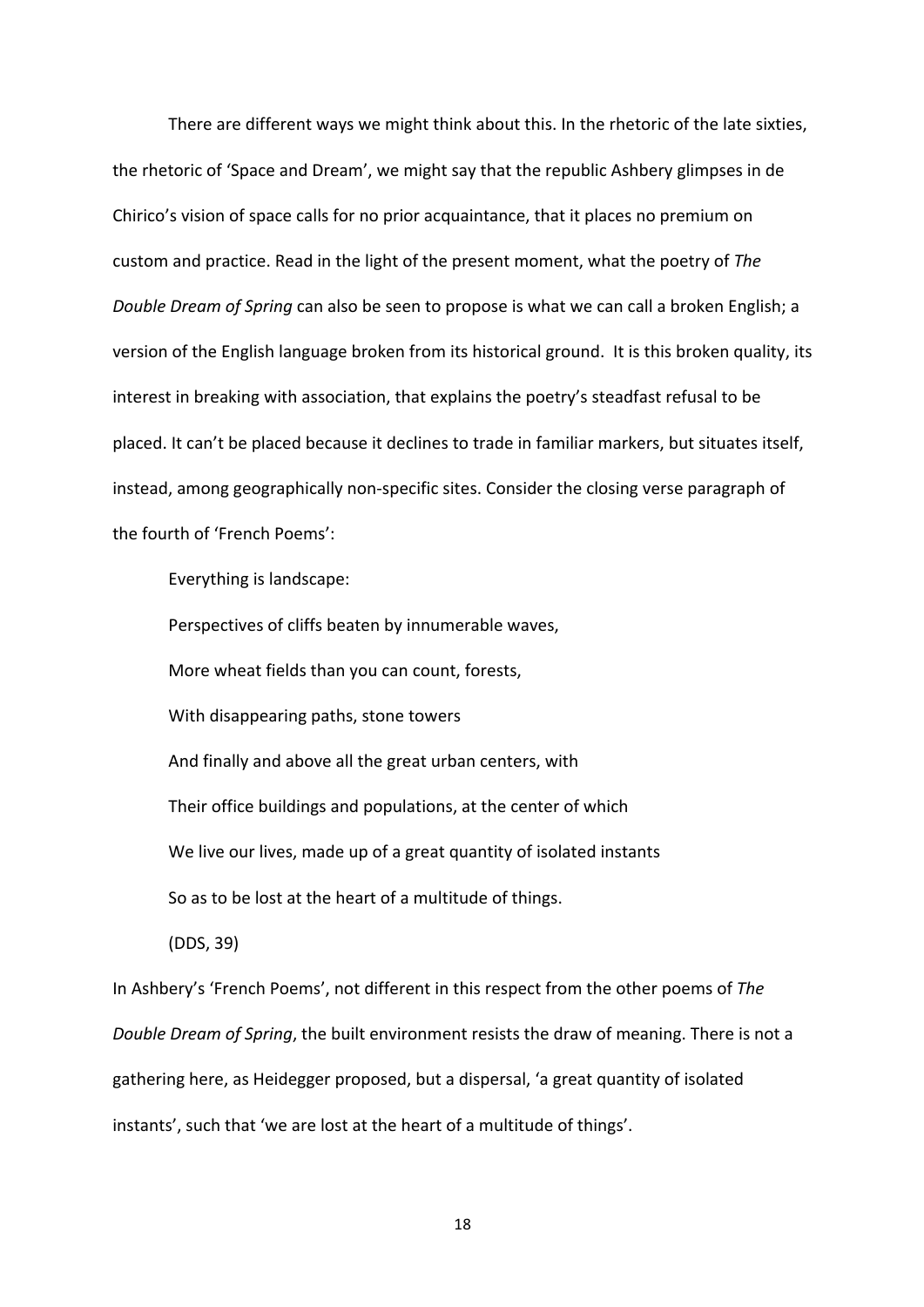There are different ways we might think about this. In the rhetoric of the late sixties, the rhetoric of 'Space and Dream', we might say that the republic Ashbery glimpses in de Chirico's vision of space calls for no prior acquaintance, that it places no premium on custom and practice. Read in the light of the present moment, what the poetry of *The Double Dream of Spring* can also be seen to propose is what we can call a broken English; a version of the English language broken from its historical ground. It is this broken quality, its interest in breaking with association, that explains the poetry's steadfast refusal to be placed. It can't be placed because it declines to trade in familiar markers, but situates itself, instead, among geographically non-specific sites. Consider the closing verse paragraph of the fourth of 'French Poems':

> Everything is landscape:
> Perspectives of cliffs beaten by innumerable waves,
> More wheat fields than you can count, forests,
> With disappearing paths, stone towers
> And finally and above all the great urban centers, with
> Their office buildings and populations, at the center of which
> We live our lives, made up of a great quantity of isolated instants
> So as to be lost at the heart of a multitude of things.
>
> (DDS, 39)

In Ashbery's 'French Poems', not different in this respect from the other poems of *The Double Dream of Spring*, the built environment resists the draw of meaning. There is not a gathering here, as Heidegger proposed, but a dispersal, 'a great quantity of isolated instants', such that 'we are lost at the heart of a multitude of things'.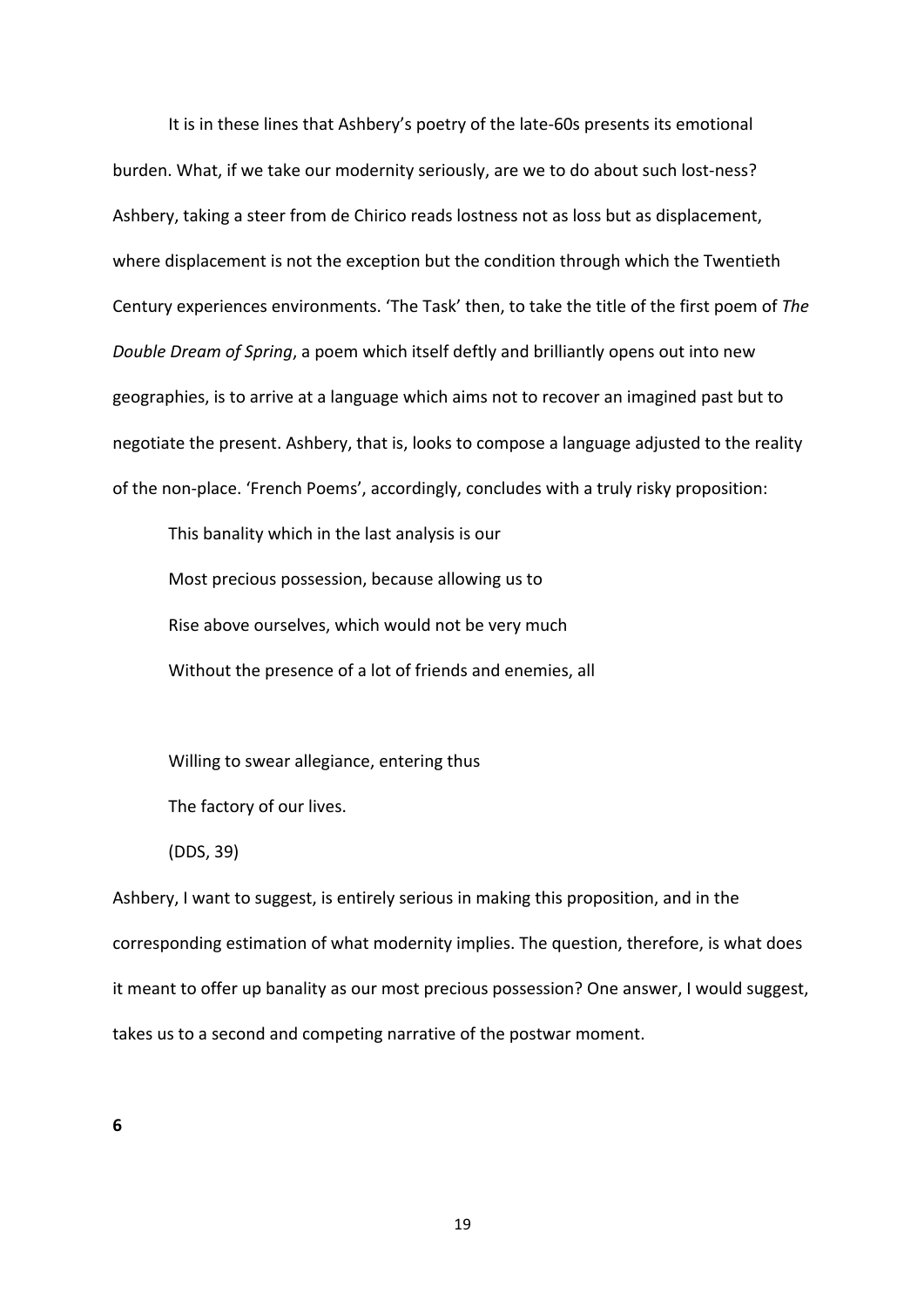It is in these lines that Ashbery's poetry of the late-60s presents its emotional burden. What, if we take our modernity seriously, are we to do about such lost-ness? Ashbery, taking a steer from de Chirico reads lostness not as loss but as displacement, where displacement is not the exception but the condition through which the Twentieth Century experiences environments. 'The Task' then, to take the title of the first poem of *The Double Dream of Spring*, a poem which itself deftly and brilliantly opens out into new geographies, is to arrive at a language which aims not to recover an imagined past but to negotiate the present. Ashbery, that is, looks to compose a language adjusted to the reality of the non-place. 'French Poems', accordingly, concludes with a truly risky proposition:

> This banality which in the last analysis is our
> Most precious possession, because allowing us to
> Rise above ourselves, which would not be very much
> Without the presence of a lot of friends and enemies, all
>
> Willing to swear allegiance, entering thus
> The factory of our lives.
>
> (DDS, 39)

Ashbery, I want to suggest, is entirely serious in making this proposition, and in the corresponding estimation of what modernity implies. The question, therefore, is what does it meant to offer up banality as our most precious possession? One answer, I would suggest, takes us to a second and competing narrative of the postwar moment.

**6**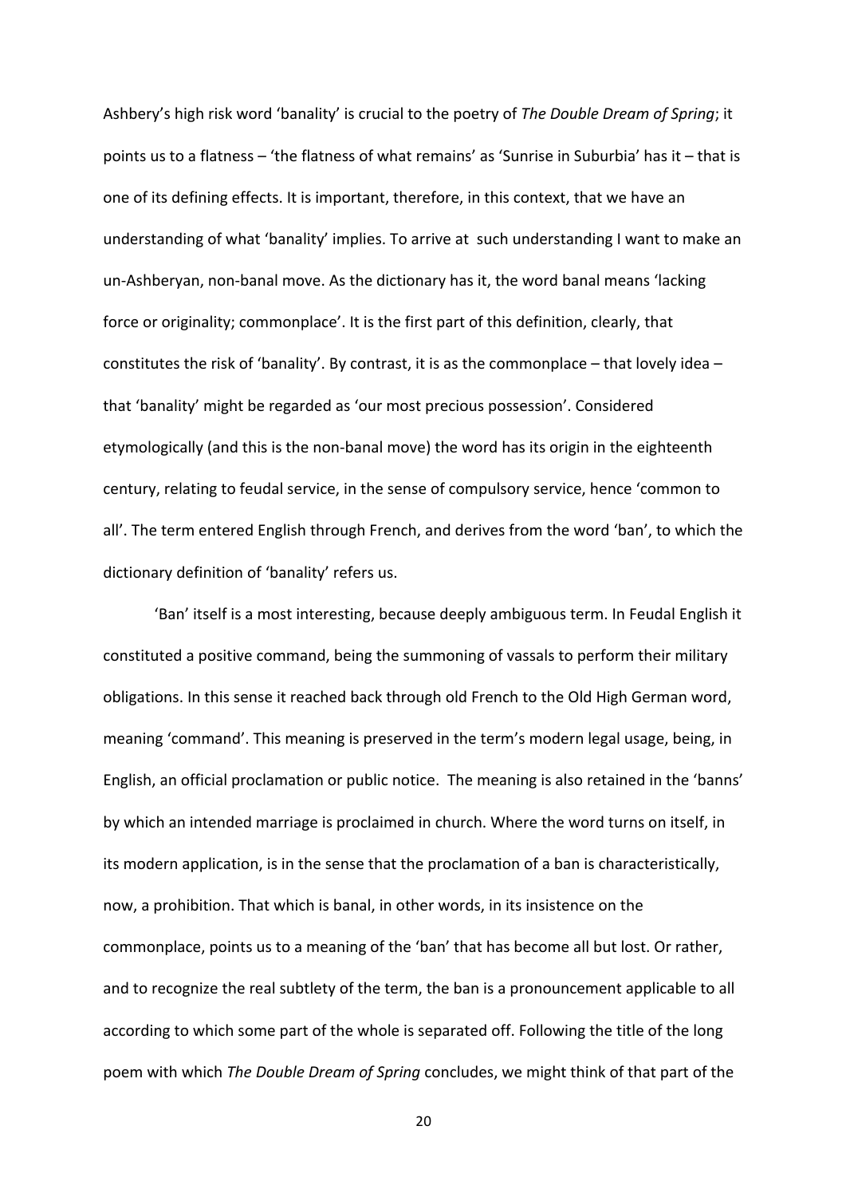Ashbery's high risk word 'banality' is crucial to the poetry of *The Double Dream of Spring*; it points us to a flatness – 'the flatness of what remains' as 'Sunrise in Suburbia' has it – that is one of its defining effects. It is important, therefore, in this context, that we have an understanding of what 'banality' implies. To arrive at such understanding I want to make an un-Ashberyan, non-banal move. As the dictionary has it, the word banal means 'lacking force or originality; commonplace'. It is the first part of this definition, clearly, that constitutes the risk of 'banality'. By contrast, it is as the commonplace – that lovely idea – that 'banality' might be regarded as 'our most precious possession'. Considered etymologically (and this is the non-banal move) the word has its origin in the eighteenth century, relating to feudal service, in the sense of compulsory service, hence 'common to all'. The term entered English through French, and derives from the word 'ban', to which the dictionary definition of 'banality' refers us.

'Ban' itself is a most interesting, because deeply ambiguous term. In Feudal English it constituted a positive command, being the summoning of vassals to perform their military obligations. In this sense it reached back through old French to the Old High German word, meaning 'command'. This meaning is preserved in the term's modern legal usage, being, in English, an official proclamation or public notice. The meaning is also retained in the 'banns' by which an intended marriage is proclaimed in church. Where the word turns on itself, in its modern application, is in the sense that the proclamation of a ban is characteristically, now, a prohibition. That which is banal, in other words, in its insistence on the commonplace, points us to a meaning of the 'ban' that has become all but lost. Or rather, and to recognize the real subtlety of the term, the ban is a pronouncement applicable to all according to which some part of the whole is separated off. Following the title of the long poem with which *The Double Dream of Spring* concludes, we might think of that part of the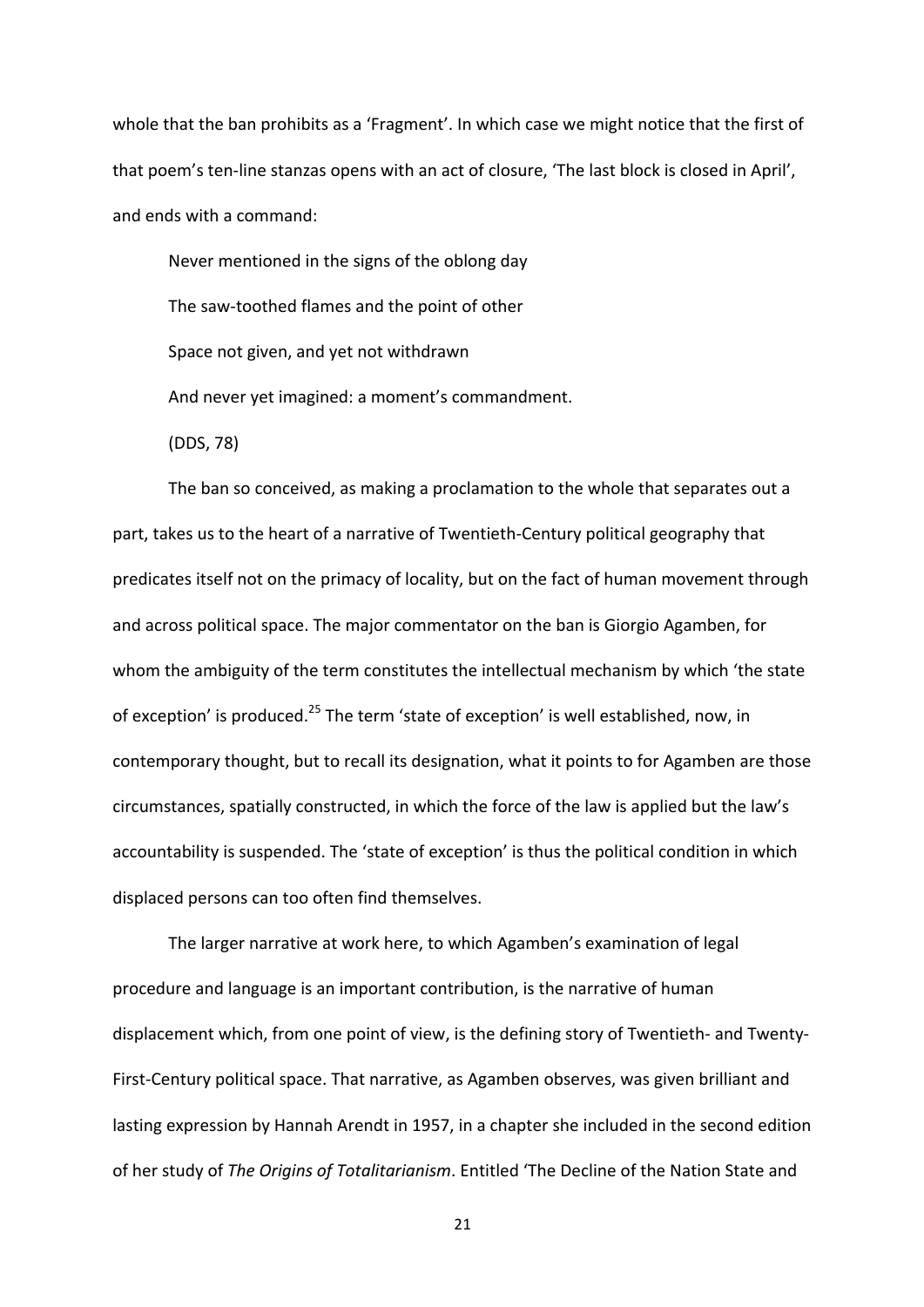whole that the ban prohibits as a 'Fragment'. In which case we might notice that the first of that poem's ten-line stanzas opens with an act of closure, 'The last block is closed in April', and ends with a command:

> Never mentioned in the signs of the oblong day
>
> The saw-toothed flames and the point of other
>
> Space not given, and yet not withdrawn
>
> And never yet imagined: a moment's commandment.
>
> (DDS, 78)

The ban so conceived, as making a proclamation to the whole that separates out a part, takes us to the heart of a narrative of Twentieth-Century political geography that predicates itself not on the primacy of locality, but on the fact of human movement through and across political space. The major commentator on the ban is Giorgio Agamben, for whom the ambiguity of the term constitutes the intellectual mechanism by which 'the state of exception' is produced.[25] The term 'state of exception' is well established, now, in contemporary thought, but to recall its designation, what it points to for Agamben are those circumstances, spatially constructed, in which the force of the law is applied but the law's accountability is suspended. The 'state of exception' is thus the political condition in which displaced persons can too often find themselves.

The larger narrative at work here, to which Agamben's examination of legal procedure and language is an important contribution, is the narrative of human displacement which, from one point of view, is the defining story of Twentieth- and Twenty-First-Century political space. That narrative, as Agamben observes, was given brilliant and lasting expression by Hannah Arendt in 1957, in a chapter she included in the second edition of her study of *The Origins of Totalitarianism*. Entitled 'The Decline of the Nation State and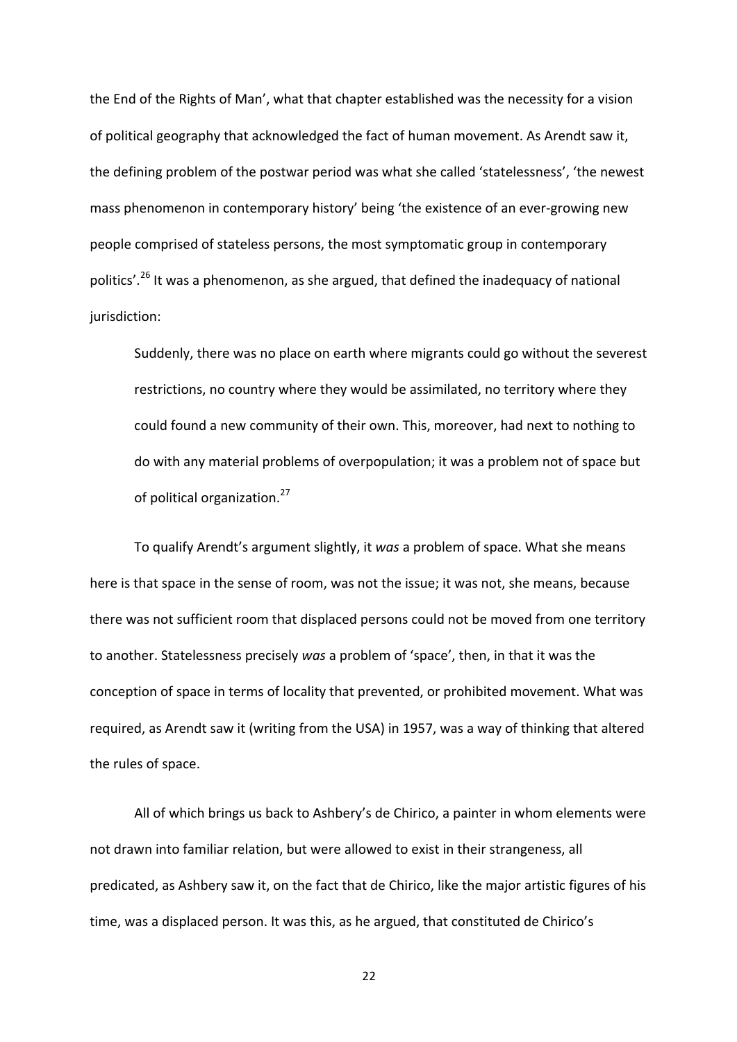the End of the Rights of Man', what that chapter established was the necessity for a vision of political geography that acknowledged the fact of human movement. As Arendt saw it, the defining problem of the postwar period was what she called 'statelessness', 'the newest mass phenomenon in contemporary history' being 'the existence of an ever-growing new people comprised of stateless persons, the most symptomatic group in contemporary politics'.[26] It was a phenomenon, as she argued, that defined the inadequacy of national jurisdiction:

> Suddenly, there was no place on earth where migrants could go without the severest restrictions, no country where they would be assimilated, no territory where they could found a new community of their own. This, moreover, had next to nothing to do with any material problems of overpopulation; it was a problem not of space but of political organization.[27]

To qualify Arendt's argument slightly, it *was* a problem of space. What she means here is that space in the sense of room, was not the issue; it was not, she means, because there was not sufficient room that displaced persons could not be moved from one territory to another. Statelessness precisely *was* a problem of 'space', then, in that it was the conception of space in terms of locality that prevented, or prohibited movement. What was required, as Arendt saw it (writing from the USA) in 1957, was a way of thinking that altered the rules of space.

All of which brings us back to Ashbery's de Chirico, a painter in whom elements were not drawn into familiar relation, but were allowed to exist in their strangeness, all predicated, as Ashbery saw it, on the fact that de Chirico, like the major artistic figures of his time, was a displaced person. It was this, as he argued, that constituted de Chirico's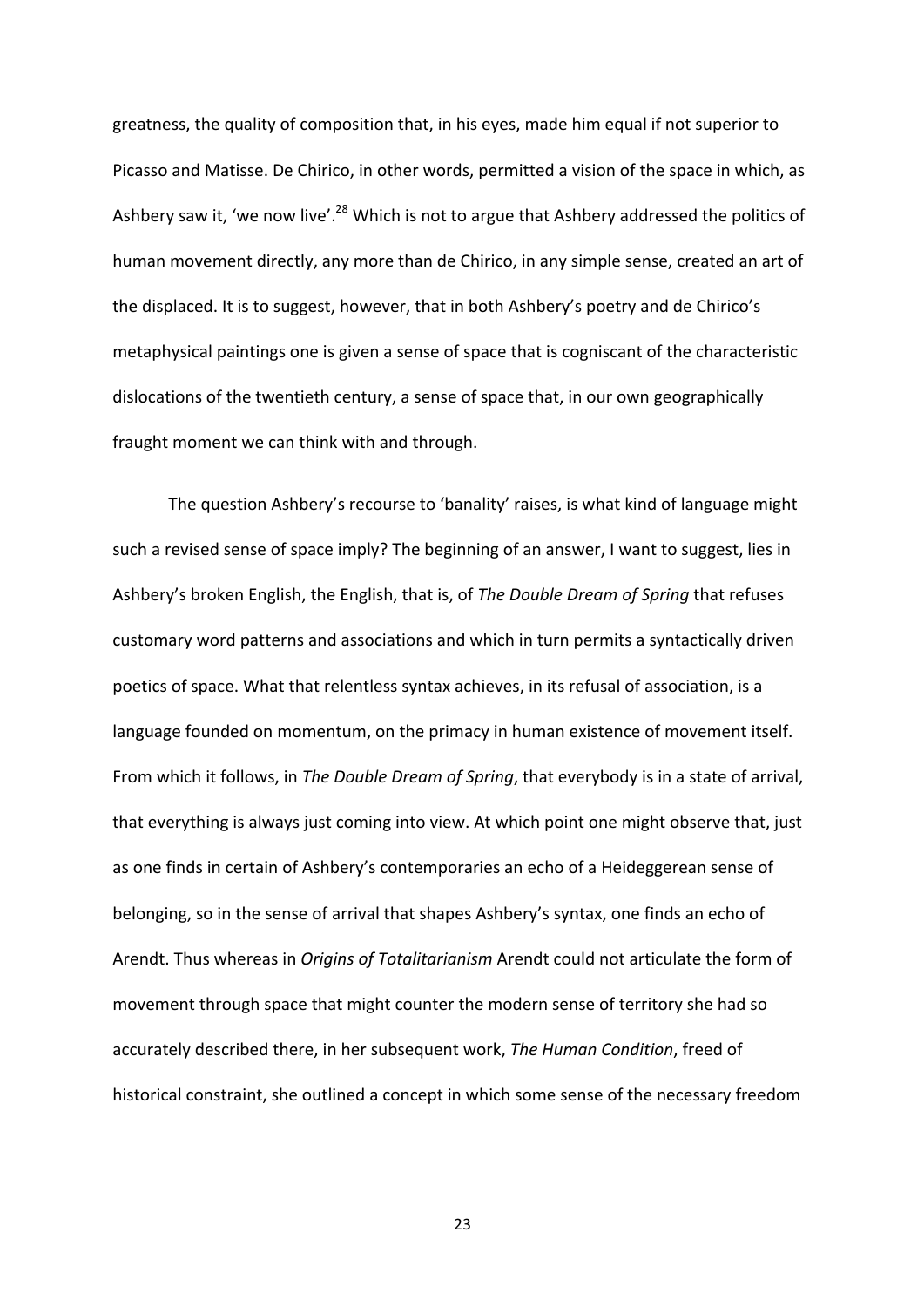greatness, the quality of composition that, in his eyes, made him equal if not superior to Picasso and Matisse. De Chirico, in other words, permitted a vision of the space in which, as Ashbery saw it, 'we now live'.[28] Which is not to argue that Ashbery addressed the politics of human movement directly, any more than de Chirico, in any simple sense, created an art of the displaced. It is to suggest, however, that in both Ashbery's poetry and de Chirico's metaphysical paintings one is given a sense of space that is cogniscant of the characteristic dislocations of the twentieth century, a sense of space that, in our own geographically fraught moment we can think with and through.

The question Ashbery's recourse to 'banality' raises, is what kind of language might such a revised sense of space imply? The beginning of an answer, I want to suggest, lies in Ashbery's broken English, the English, that is, of *The Double Dream of Spring* that refuses customary word patterns and associations and which in turn permits a syntactically driven poetics of space. What that relentless syntax achieves, in its refusal of association, is a language founded on momentum, on the primacy in human existence of movement itself. From which it follows, in *The Double Dream of Spring*, that everybody is in a state of arrival, that everything is always just coming into view. At which point one might observe that, just as one finds in certain of Ashbery's contemporaries an echo of a Heideggerean sense of belonging, so in the sense of arrival that shapes Ashbery's syntax, one finds an echo of Arendt. Thus whereas in *Origins of Totalitarianism* Arendt could not articulate the form of movement through space that might counter the modern sense of territory she had so accurately described there, in her subsequent work, *The Human Condition*, freed of historical constraint, she outlined a concept in which some sense of the necessary freedom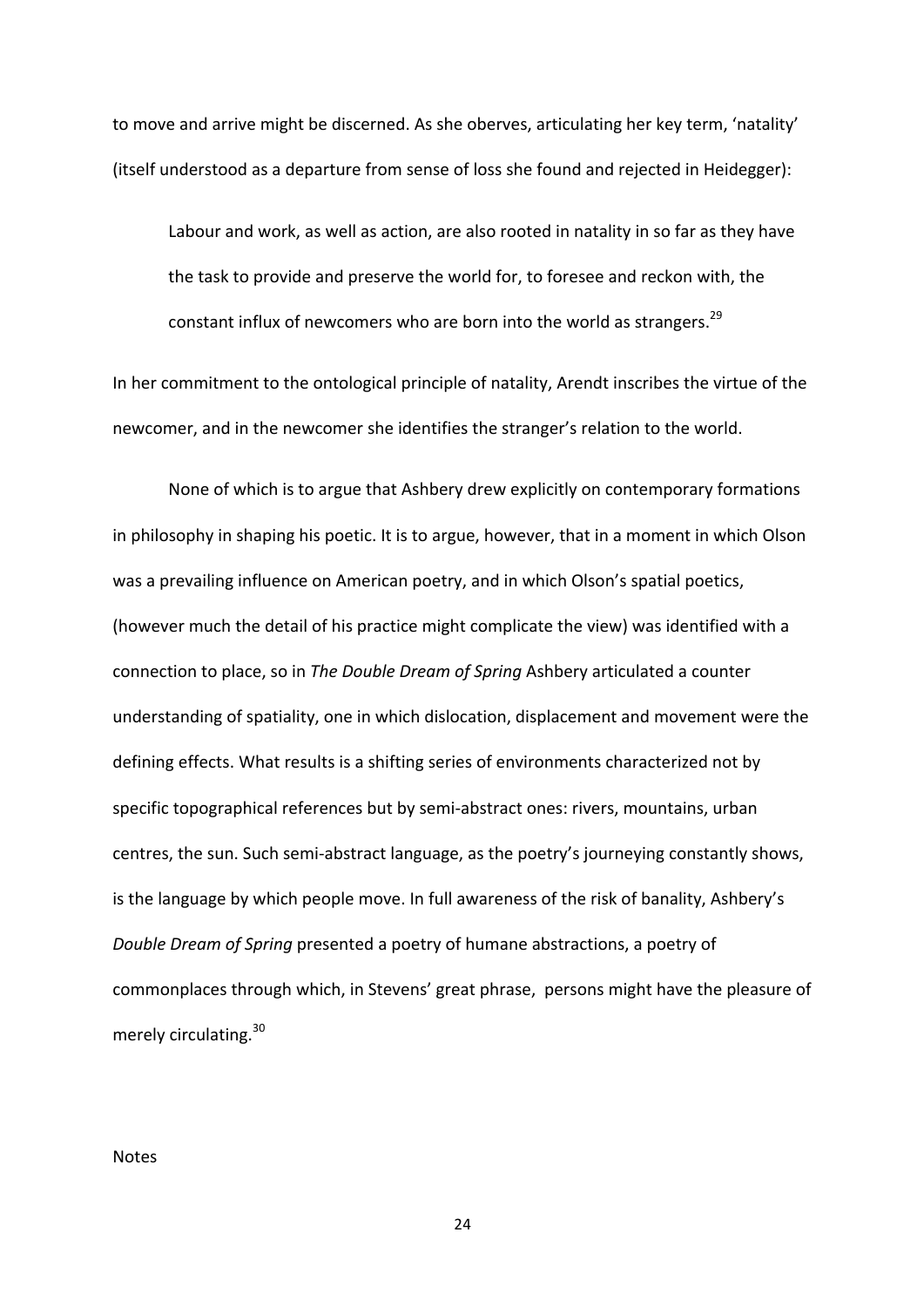to move and arrive might be discerned. As she oberves, articulating her key term, 'natality' (itself understood as a departure from sense of loss she found and rejected in Heidegger):

> Labour and work, as well as action, are also rooted in natality in so far as they have the task to provide and preserve the world for, to foresee and reckon with, the constant influx of newcomers who are born into the world as strangers.[29]

In her commitment to the ontological principle of natality, Arendt inscribes the virtue of the newcomer, and in the newcomer she identifies the stranger's relation to the world.

None of which is to argue that Ashbery drew explicitly on contemporary formations in philosophy in shaping his poetic. It is to argue, however, that in a moment in which Olson was a prevailing influence on American poetry, and in which Olson's spatial poetics, (however much the detail of his practice might complicate the view) was identified with a connection to place, so in *The Double Dream of Spring* Ashbery articulated a counter understanding of spatiality, one in which dislocation, displacement and movement were the defining effects. What results is a shifting series of environments characterized not by specific topographical references but by semi-abstract ones: rivers, mountains, urban centres, the sun. Such semi-abstract language, as the poetry's journeying constantly shows, is the language by which people move. In full awareness of the risk of banality, Ashbery's *Double Dream of Spring* presented a poetry of humane abstractions, a poetry of commonplaces through which, in Stevens' great phrase, persons might have the pleasure of merely circulating.[30]

## Notes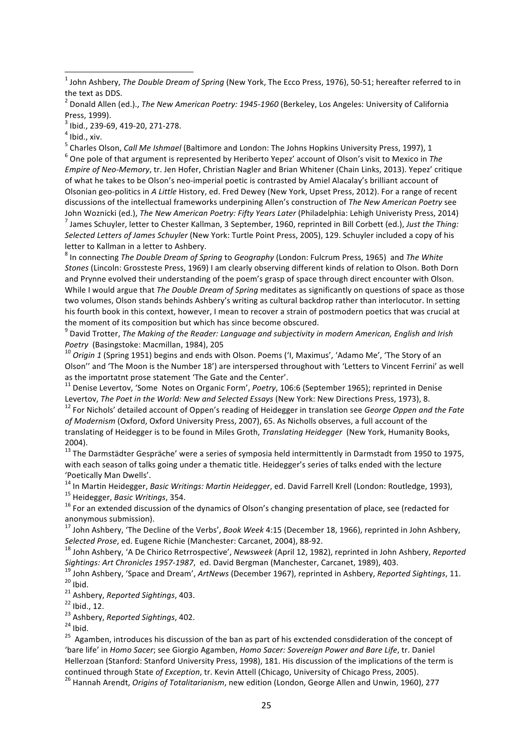[1] John Ashbery, *The Double Dream of Spring* (New York, The Ecco Press, 1976), 50-51; hereafter referred to in the text as DDS.

[2] Donald Allen (ed.)., *The New American Poetry: 1945-1960* (Berkeley, Los Angeles: University of California Press, 1999).

[3] Ibid., 239-69, 419-20, 271-278.

[4] Ibid., xiv.

[5] Charles Olson, *Call Me Ishmael* (Baltimore and London: The Johns Hopkins University Press, 1997), 1

[6] One pole of that argument is represented by Heriberto Yepez' account of Olson's visit to Mexico in *The Empire of Neo-Memory*, tr. Jen Hofer, Christian Nagler and Brian Whitener (Chain Links, 2013). Yepez' critique of what he takes to be Olson's neo-imperial poetic is contrasted by Amiel Alacalay's brilliant account of Olsonian geo-politics in *A Little* History, ed. Fred Dewey (New York, Upset Press, 2012). For a range of recent discussions of the intellectual frameworks underpining Allen's construction of *The New American Poetry* see John Woznicki (ed.), *The New American Poetry: Fifty Years Later* (Philadelphia: Lehigh Univeristy Press, 2014)

[7] James Schuyler, letter to Chester Kallman, 3 September, 1960, reprinted in Bill Corbett (ed.), *Just the Thing: Selected Letters of James Schuyler* (New York: Turtle Point Press, 2005), 129. Schuyler included a copy of his letter to Kallman in a letter to Ashbery.

[8] In connecting *The Double Dream of Spring* to *Geography* (London: Fulcrum Press, 1965) and *The White Stones* (Lincoln: Grossteste Press, 1969) I am clearly observing different kinds of relation to Olson. Both Dorn and Prynne evolved their understanding of the poem's grasp of space through direct encounter with Olson. While I would argue that *The Double Dream of Spring* meditates as significantly on questions of space as those two volumes, Olson stands behinds Ashbery's writing as cultural backdrop rather than interlocutor. In setting his fourth book in this context, however, I mean to recover a strain of postmodern poetics that was crucial at the moment of its composition but which has since become obscured.

[9] David Trotter, *The Making of the Reader: Language and subjectivity in modern American, English and Irish Poetry* (Basingstoke: Macmillan, 1984), 205

[10] *Origin 1* (Spring 1951) begins and ends with Olson. Poems ('I, Maximus', 'Adamo Me', 'The Story of an Olson'' and 'The Moon is the Number 18') are interspersed throughout with 'Letters to Vincent Ferrini' as well as the importatnt prose statement 'The Gate and the Center'.

[11] Denise Levertov, 'Some Notes on Organic Form', *Poetry*, 106:6 (September 1965); reprinted in Denise Levertov, *The Poet in the World: New and Selected Essays* (New York: New Directions Press, 1973), 8.

[12] For Nichols' detailed account of Oppen's reading of Heidegger in translation see *George Oppen and the Fate of Modernism* (Oxford, Oxford University Press, 2007), 65. As Nicholls observes, a full account of the translating of Heidegger is to be found in Miles Groth, *Translating Heidegger* (New York, Humanity Books, 2004).

[13] The Darmstädter Gespräche' were a series of symposia held intermittently in Darmstadt from 1950 to 1975, with each season of talks going under a thematic title. Heidegger's series of talks ended with the lecture 'Poetically Man Dwells'.

[14] In Martin Heidegger, *Basic Writings: Martin Heidegger*, ed. David Farrell Krell (London: Routledge, 1993),

[15] Heidegger, *Basic Writings*, 354.

[16] For an extended discussion of the dynamics of Olson's changing presentation of place, see (redacted for anonymous submission).

[17] John Ashbery, 'The Decline of the Verbs', *Book Week* 4:15 (December 18, 1966), reprinted in John Ashbery, *Selected Prose*, ed. Eugene Richie (Manchester: Carcanet, 2004), 88-92.

[18] John Ashbery, 'A De Chirico Retrrospective', *Newsweek* (April 12, 1982), reprinted in John Ashbery, *Reported Sightings: Art Chronicles 1957-1987*, ed. David Bergman (Manchester, Carcanet, 1989), 403.

[19] John Ashbery, 'Space and Dream', *ArtNews* (December 1967), reprinted in Ashbery, *Reported Sightings*, 11.

[20] Ibid.

[21] Ashbery, *Reported Sightings*, 403.

[22] Ibid., 12.

[23] Ashbery, *Reported Sightings*, 402.

[24] Ibid.

[25] Agamben, introduces his discussion of the ban as part of his exctended consdideration of the concept of 'bare life' in *Homo Sacer*; see Giorgio Agamben, *Homo Sacer: Sovereign Power and Bare Life*, tr. Daniel Hellerzoan (Stanford: Stanford University Press, 1998), 181. His discussion of the implications of the term is continued through State *of Exception*, tr. Kevin Attell (Chicago, University of Chicago Press, 2005).

[26] Hannah Arendt, *Origins of Totalitarianism*, new edition (London, George Allen and Unwin, 1960), 277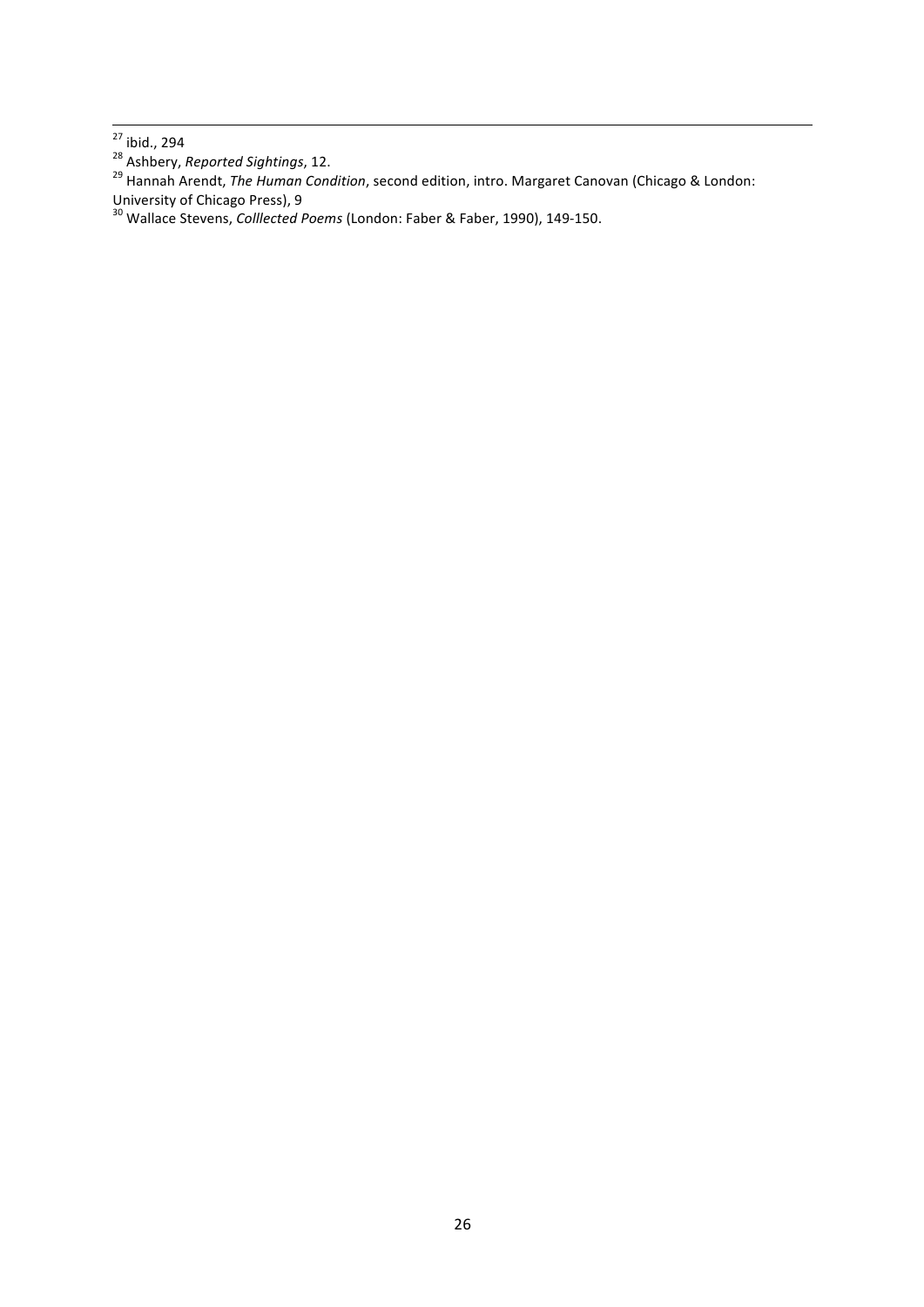[27] ibid., 294

[28] Ashbery, *Reported Sightings*, 12.

[29] Hannah Arendt, *The Human Condition*, second edition, intro. Margaret Canovan (Chicago & London: University of Chicago Press), 9

[30] Wallace Stevens, *Colllected Poems* (London: Faber & Faber, 1990), 149-150.